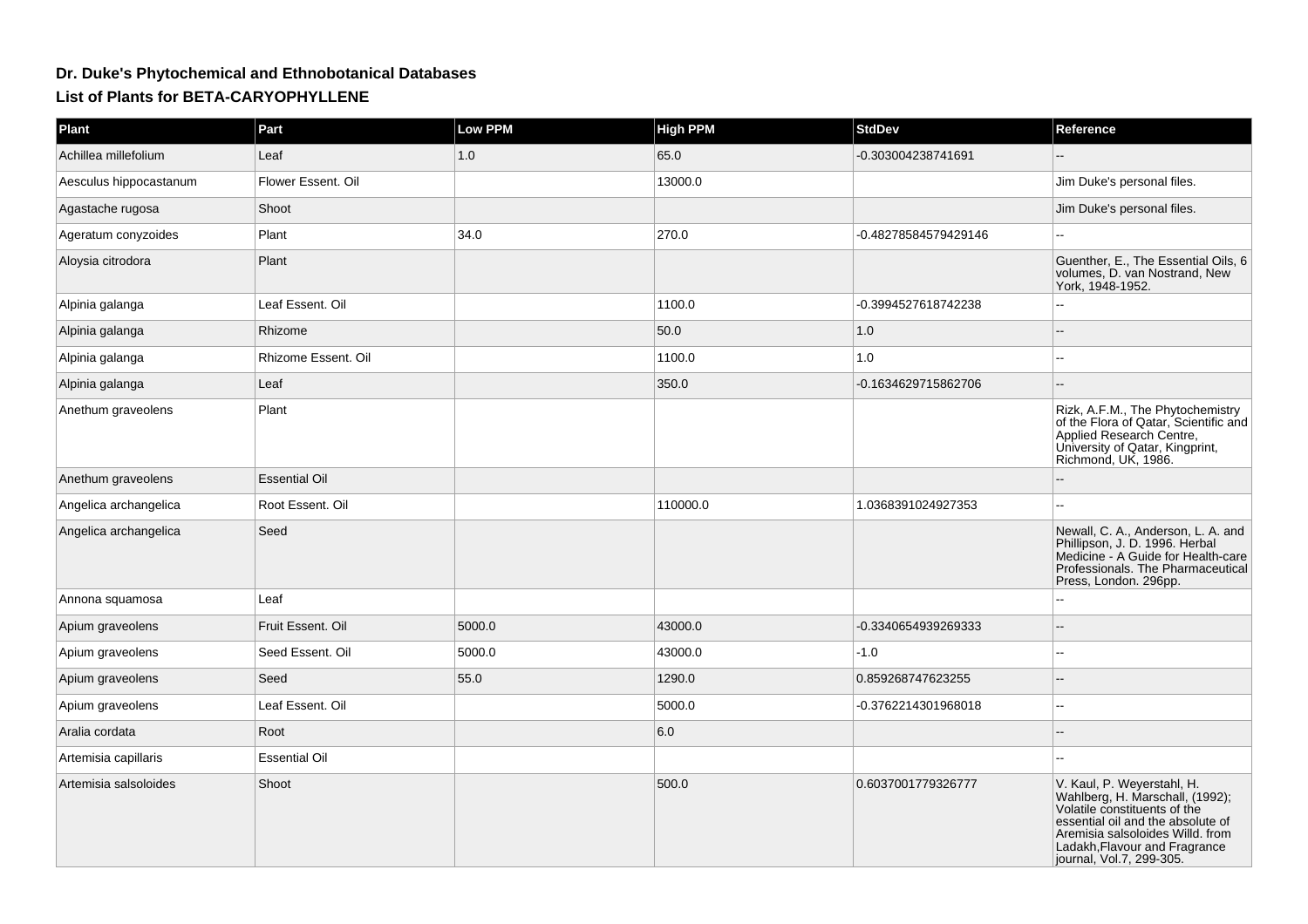# Dr. Duke's Phytochemical and Ethnobotanical Databases

## List of Plants for BETA-CARYOPHYLLENE

| Plant | Part | Low PPM | High PPM | StdDev | Reference |
| --- | --- | --- | --- | --- | --- |
| Achillea millefolium | Leaf | 1.0 | 65.0 | -0.303004238741691 | -- |
| Aesculus hippocastanum | Flower Essent. Oil | | 13000.0 | | Jim Duke's personal files. |
| Agastache rugosa | Shoot | | | | Jim Duke's personal files. |
| Ageratum conyzoides | Plant | 34.0 | 270.0 | -0.48278584579429146 | -- |
| Aloysia citrodora | Plant | | | | Guenther, E., The Essential Oils, 6 volumes, D. van Nostrand, New York, 1948-1952. |
| Alpinia galanga | Leaf Essent. Oil | | 1100.0 | -0.3994527618742238 | -- |
| Alpinia galanga | Rhizome | | 50.0 | 1.0 | -- |
| Alpinia galanga | Rhizome Essent. Oil | | 1100.0 | 1.0 | -- |
| Alpinia galanga | Leaf | | 350.0 | -0.1634629715862706 | -- |
| Anethum graveolens | Plant | | | | Rizk, A.F.M., The Phytochemistry of the Flora of Qatar, Scientific and Applied Research Centre, University of Qatar, Kingprint, Richmond, UK, 1986. |
| Anethum graveolens | Essential Oil | | | | -- |
| Angelica archangelica | Root Essent. Oil | | 110000.0 | 1.0368391024927353 | -- |
| Angelica archangelica | Seed | | | | Newall, C. A., Anderson, L. A. and Phillipson, J. D. 1996. Herbal Medicine - A Guide for Health-care Professionals. The Pharmaceutical Press, London. 296pp. |
| Annona squamosa | Leaf | | | | -- |
| Apium graveolens | Fruit Essent. Oil | 5000.0 | 43000.0 | -0.3340654939269333 | -- |
| Apium graveolens | Seed Essent. Oil | 5000.0 | 43000.0 | -1.0 | -- |
| Apium graveolens | Seed | 55.0 | 1290.0 | 0.859268747623255 | -- |
| Apium graveolens | Leaf Essent. Oil | | 5000.0 | -0.3762214301968018 | -- |
| Aralia cordata | Root | | 6.0 | | -- |
| Artemisia capillaris | Essential Oil | | | | -- |
| Artemisia salsoloides | Shoot | | 500.0 | 0.6037001779326777 | V. Kaul, P. Weyerstahl, H. Wahlberg, H. Marschall, (1992); Volatile constituents of the essential oil and the absolute of Aremisia salsoloides Willd. from Ladakh,Flavour and Fragrance journal, Vol.7, 299-305. |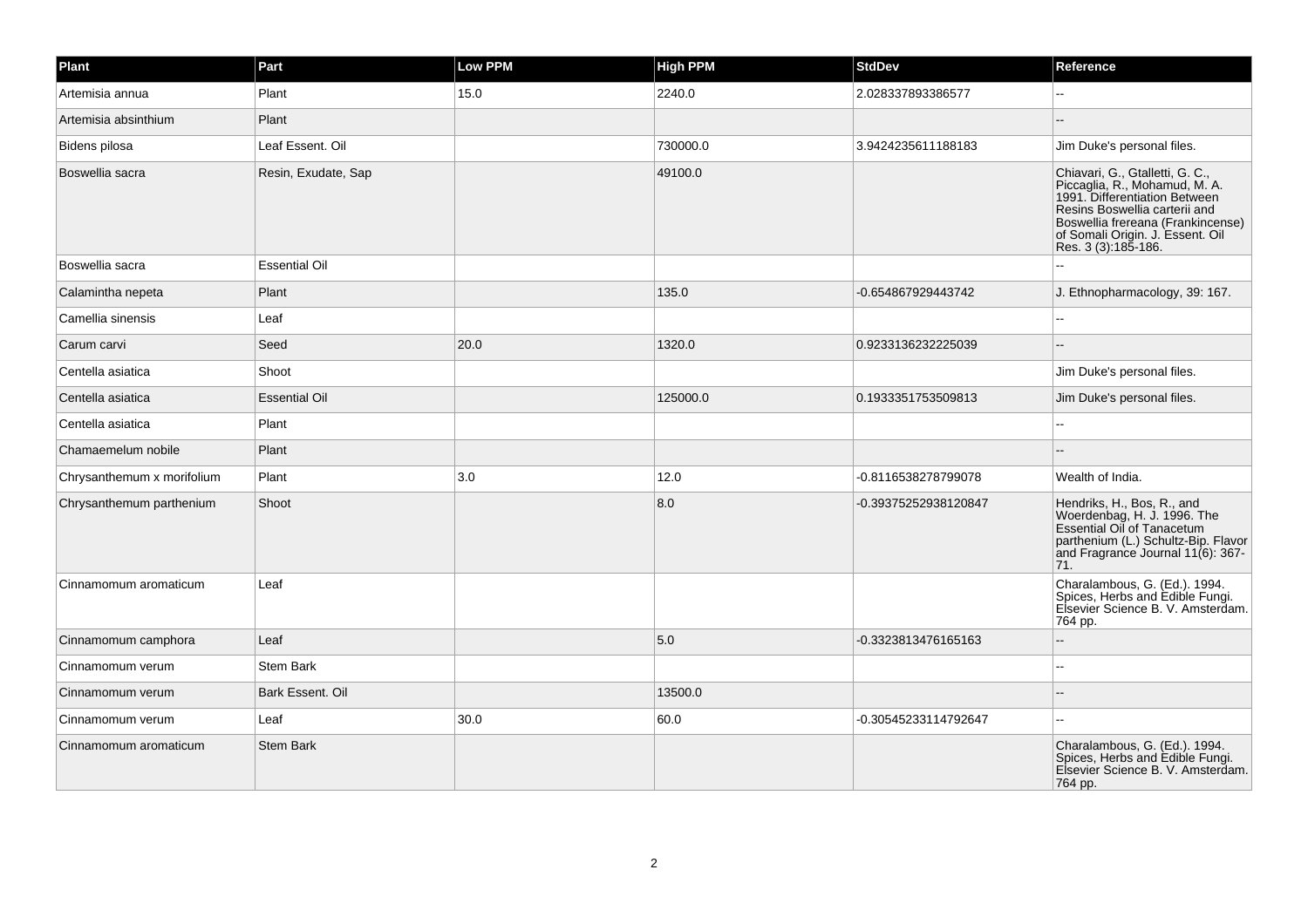| Plant | Part | Low PPM | High PPM | StdDev | Reference |
|---|---|---|---|---|---|
| Artemisia annua | Plant | 15.0 | 2240.0 | 2.028337893386577 | -- |
| Artemisia absinthium | Plant | | | | -- |
| Bidens pilosa | Leaf Essent. Oil | | 730000.0 | 3.9424235611188183 | Jim Duke's personal files. |
| Boswellia sacra | Resin, Exudate, Sap | | 49100.0 | | Chiavari, G., Gtalletti, G. C., Piccaglia, R., Mohamud, M. A. 1991. Differentiation Between Resins Boswellia carterii and Boswellia frereana (Frankincense) of Somali Origin. J. Essent. Oil Res. 3 (3):185-186. |
| Boswellia sacra | Essential Oil | | | | -- |
| Calamintha nepeta | Plant | | 135.0 | -0.654867929443742 | J. Ethnopharmacology, 39: 167. |
| Camellia sinensis | Leaf | | | | -- |
| Carum carvi | Seed | 20.0 | 1320.0 | 0.9233136232225039 | -- |
| Centella asiatica | Shoot | | | | Jim Duke's personal files. |
| Centella asiatica | Essential Oil | | 125000.0 | 0.1933351753509813 | Jim Duke's personal files. |
| Centella asiatica | Plant | | | | -- |
| Chamaemelum nobile | Plant | | | | -- |
| Chrysanthemum x morifolium | Plant | 3.0 | 12.0 | -0.8116538278799078 | Wealth of India. |
| Chrysanthemum parthenium | Shoot | | 8.0 | -0.39375252938120847 | Hendriks, H., Bos, R., and Woerdenbag, H. J. 1996. The Essential Oil of Tanacetum parthenium (L.) Schultz-Bip. Flavor and Fragrance Journal 11(6): 367-71. |
| Cinnamomum aromaticum | Leaf | | | | Charalambous, G. (Ed.). 1994. Spices, Herbs and Edible Fungi. Elsevier Science B. V. Amsterdam. 764 pp. |
| Cinnamomum camphora | Leaf | | 5.0 | -0.3323813476165163 | -- |
| Cinnamomum verum | Stem Bark | | | | -- |
| Cinnamomum verum | Bark Essent. Oil | | 13500.0 | | -- |
| Cinnamomum verum | Leaf | 30.0 | 60.0 | -0.30545233114792647 | -- |
| Cinnamomum aromaticum | Stem Bark | | | | Charalambous, G. (Ed.). 1994. Spices, Herbs and Edible Fungi. Elsevier Science B. V. Amsterdam. 764 pp. |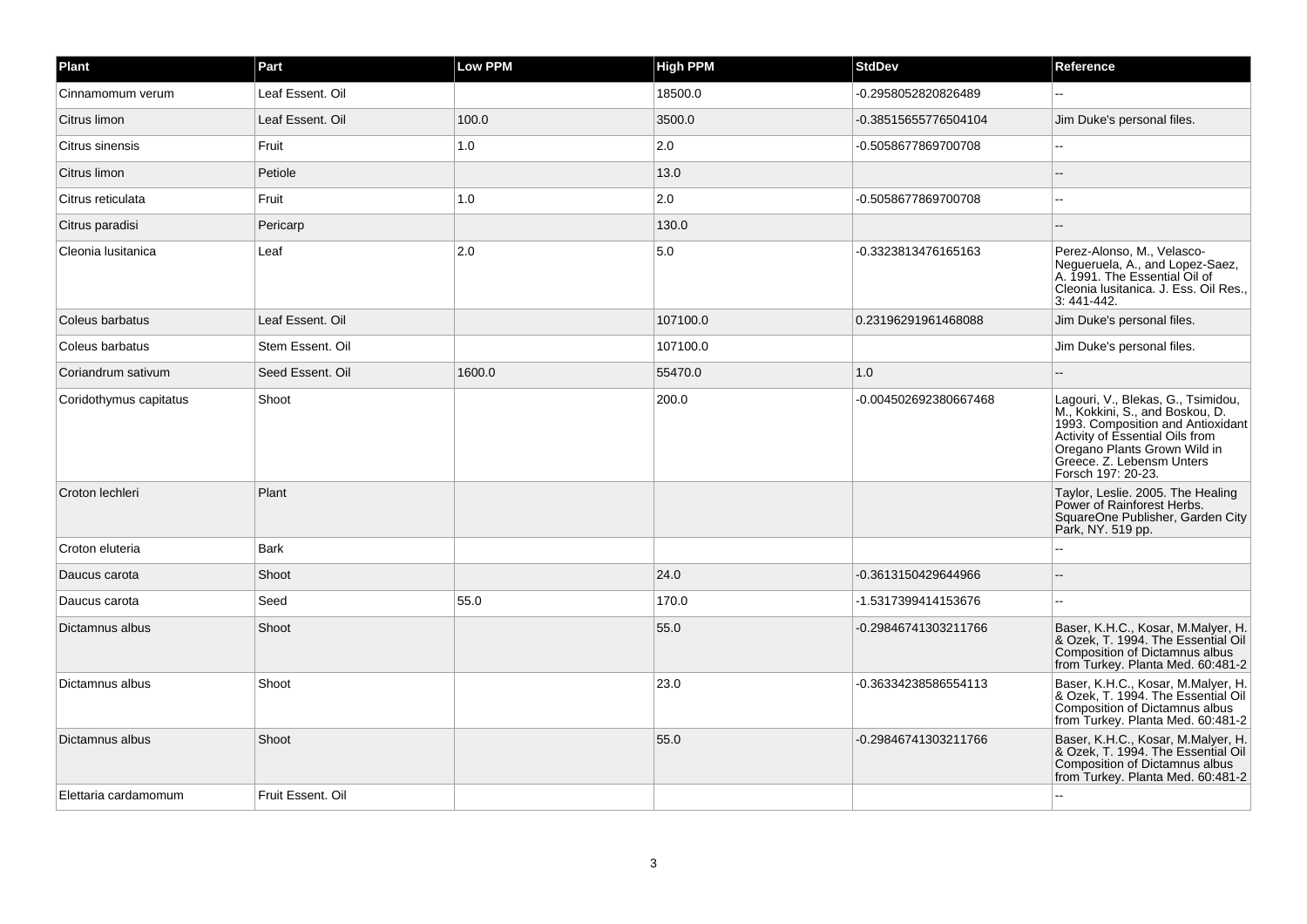| Plant | Part | Low PPM | High PPM | StdDev | Reference |
|---|---|---|---|---|---|
| Cinnamomum verum | Leaf Essent. Oil | | 18500.0 | -0.2958052820826489 | -- |
| Citrus limon | Leaf Essent. Oil | 100.0 | 3500.0 | -0.38515655776504104 | Jim Duke's personal files. |
| Citrus sinensis | Fruit | 1.0 | 2.0 | -0.5058677869700708 | -- |
| Citrus limon | Petiole | | 13.0 | | -- |
| Citrus reticulata | Fruit | 1.0 | 2.0 | -0.5058677869700708 | -- |
| Citrus paradisi | Pericarp | | 130.0 | | -- |
| Cleonia lusitanica | Leaf | 2.0 | 5.0 | -0.3323813476165163 | Perez-Alonso, M., Velasco-Negueruela, A., and Lopez-Saez, A. 1991. The Essential Oil of Cleonia lusitanica. J. Ess. Oil Res., 3: 441-442. |
| Coleus barbatus | Leaf Essent. Oil | | 107100.0 | 0.23196291961468088 | Jim Duke's personal files. |
| Coleus barbatus | Stem Essent. Oil | | 107100.0 | | Jim Duke's personal files. |
| Coriandrum sativum | Seed Essent. Oil | 1600.0 | 55470.0 | 1.0 | -- |
| Coridothymus capitatus | Shoot | | 200.0 | -0.004502692380667468 | Lagouri, V., Blekas, G., Tsimidou, M., Kokkini, S., and Boskou, D. 1993. Composition and Antioxidant Activity of Essential Oils from Oregano Plants Grown Wild in Greece. Z. Lebensm Unters Forsch 197: 20-23. |
| Croton lechleri | Plant | | | | Taylor, Leslie. 2005. The Healing Power of Rainforest Herbs. SquareOne Publisher, Garden City Park, NY. 519 pp. |
| Croton eluteria | Bark | | | | -- |
| Daucus carota | Shoot | | 24.0 | -0.3613150429644966 | -- |
| Daucus carota | Seed | 55.0 | 170.0 | -1.5317399414153676 | -- |
| Dictamnus albus | Shoot | | 55.0 | -0.29846741303211766 | Baser, K.H.C., Kosar, M.Malyer, H. & Ozek, T. 1994. The Essential Oil Composition of Dictamnus albus from Turkey. Planta Med. 60:481-2 |
| Dictamnus albus | Shoot | | 23.0 | -0.36334238586554113 | Baser, K.H.C., Kosar, M.Malyer, H. & Ozek, T. 1994. The Essential Oil Composition of Dictamnus albus from Turkey. Planta Med. 60:481-2 |
| Dictamnus albus | Shoot | | 55.0 | -0.29846741303211766 | Baser, K.H.C., Kosar, M.Malyer, H. & Ozek, T. 1994. The Essential Oil Composition of Dictamnus albus from Turkey. Planta Med. 60:481-2 |
| Elettaria cardamomum | Fruit Essent. Oil | | | | -- |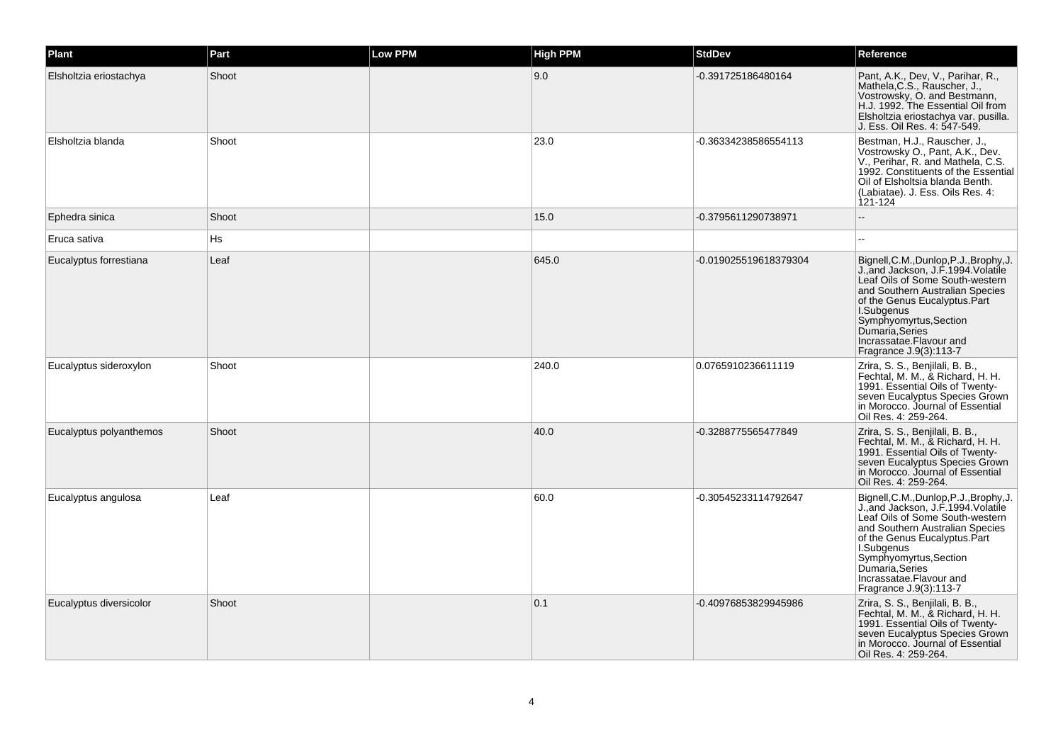| Plant | Part | Low PPM | High PPM | StdDev | Reference |
|---|---|---|---|---|---|
| Elsholtzia eriostachya | Shoot | | 9.0 | -0.391725186480164 | Pant, A.K., Dev, V., Parihar, R., Mathela,C.S., Rauscher, J., Vostrowsky, O. and Bestmann, H.J. 1992. The Essential Oil from Elsholtzia eriostachya var. pusilla. J. Ess. Oil Res. 4: 547-549. |
| Elsholtzia blanda | Shoot | | 23.0 | -0.36334238586554113 | Bestman, H.J., Rauscher, J., Vostrowsky O., Pant, A.K., Dev. V., Perihar, R. and Mathela, C.S. 1992. Constituents of the Essential Oil of Elsholtsia blanda Benth. (Labiatae). J. Ess. Oils Res. 4: 121-124 |
| Ephedra sinica | Shoot | | 15.0 | -0.3795611290738971 | -- |
| Eruca sativa | Hs | | | | -- |
| Eucalyptus forrestiana | Leaf | | 645.0 | -0.019025519618379304 | Bignell,C.M.,Dunlop,P.J.,Brophy,J. J.,and Jackson, J.F.1994.Volatile Leaf Oils of Some South-western and Southern Australian Species of the Genus Eucalyptus.Part I.Subgenus Symphyomyrtus,Section Dumaria,Series Incrassatae.Flavour and Fragrance J.9(3):113-7 |
| Eucalyptus sideroxylon | Shoot | | 240.0 | 0.0765910236611119 | Zrira, S. S., Benjilali, B. B., Fechtal, M. M., & Richard, H. H. 1991. Essential Oils of Twenty-seven Eucalyptus Species Grown in Morocco. Journal of Essential Oil Res. 4: 259-264. |
| Eucalyptus polyanthemos | Shoot | | 40.0 | -0.3288775565477849 | Zrira, S. S., Benjilali, B. B., Fechtal, M. M., & Richard, H. H. 1991. Essential Oils of Twenty-seven Eucalyptus Species Grown in Morocco. Journal of Essential Oil Res. 4: 259-264. |
| Eucalyptus angulosa | Leaf | | 60.0 | -0.30545233114792647 | Bignell,C.M.,Dunlop,P.J.,Brophy,J. J.,and Jackson, J.F.1994.Volatile Leaf Oils of Some South-western and Southern Australian Species of the Genus Eucalyptus.Part I.Subgenus Symphyomyrtus,Section Dumaria,Series Incrassatae.Flavour and Fragrance J.9(3):113-7 |
| Eucalyptus diversicolor | Shoot | | 0.1 | -0.40976853829945986 | Zrira, S. S., Benjilali, B. B., Fechtal, M. M., & Richard, H. H. 1991. Essential Oils of Twenty-seven Eucalyptus Species Grown in Morocco. Journal of Essential Oil Res. 4: 259-264. |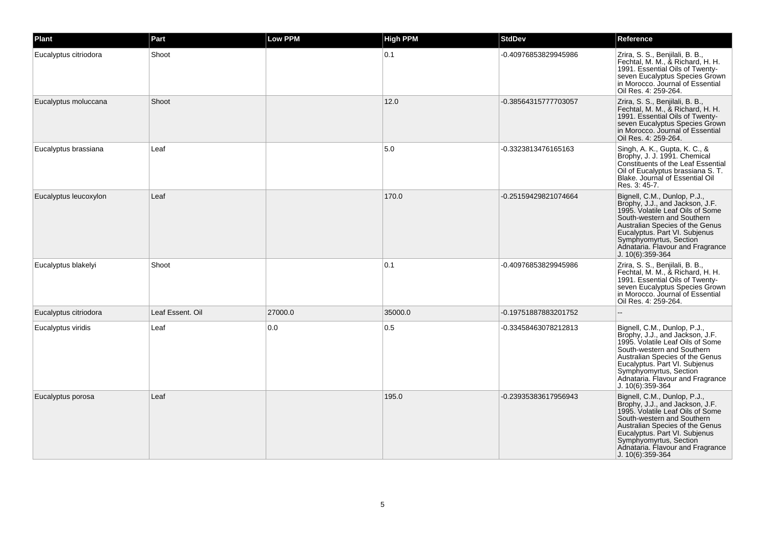| Plant | Part | Low PPM | High PPM | StdDev | Reference |
|---|---|---|---|---|---|
| Eucalyptus citriodora | Shoot | | 0.1 | -0.40976853829945986 | Zrira, S. S., Benjilali, B. B., Fechtal, M. M., & Richard, H. H. 1991. Essential Oils of Twenty-seven Eucalyptus Species Grown in Morocco. Journal of Essential Oil Res. 4: 259-264. |
| Eucalyptus moluccana | Shoot | | 12.0 | -0.38564315777703057 | Zrira, S. S., Benjilali, B. B., Fechtal, M. M., & Richard, H. H. 1991. Essential Oils of Twenty-seven Eucalyptus Species Grown in Morocco. Journal of Essential Oil Res. 4: 259-264. |
| Eucalyptus brassiana | Leaf | | 5.0 | -0.3323813476165163 | Singh, A. K., Gupta, K. C., & Brophy, J. J. 1991. Chemical Constituents of the Leaf Essential Oil of Eucalyptus brassiana S. T. Blake. Journal of Essential Oil Res. 3: 45-7. |
| Eucalyptus leucoxylon | Leaf | | 170.0 | -0.25159429821074664 | Bignell, C.M., Dunlop, P.J., Brophy, J.J., and Jackson, J.F. 1995. Volatile Leaf Oils of Some South-western and Southern Australian Species of the Genus Eucalyptus. Part VI. Subjenus Symphyomyrtus, Section Adnataria. Flavour and Fragrance J. 10(6):359-364 |
| Eucalyptus blakelyi | Shoot | | 0.1 | -0.40976853829945986 | Zrira, S. S., Benjilali, B. B., Fechtal, M. M., & Richard, H. H. 1991. Essential Oils of Twenty-seven Eucalyptus Species Grown in Morocco. Journal of Essential Oil Res. 4: 259-264. |
| Eucalyptus citriodora | Leaf Essent. Oil | 27000.0 | 35000.0 | -0.19751887883201752 | -- |
| Eucalyptus viridis | Leaf | 0.0 | 0.5 | -0.33458463078212813 | Bignell, C.M., Dunlop, P.J., Brophy, J.J., and Jackson, J.F. 1995. Volatile Leaf Oils of Some South-western and Southern Australian Species of the Genus Eucalyptus. Part VI. Subjenus Symphyomyrtus, Section Adnataria. Flavour and Fragrance J. 10(6):359-364 |
| Eucalyptus porosa | Leaf | | 195.0 | -0.23935383617956943 | Bignell, C.M., Dunlop, P.J., Brophy, J.J., and Jackson, J.F. 1995. Volatile Leaf Oils of Some South-western and Southern Australian Species of the Genus Eucalyptus. Part VI. Subjenus Symphyomyrtus, Section Adnataria. Flavour and Fragrance J. 10(6):359-364 |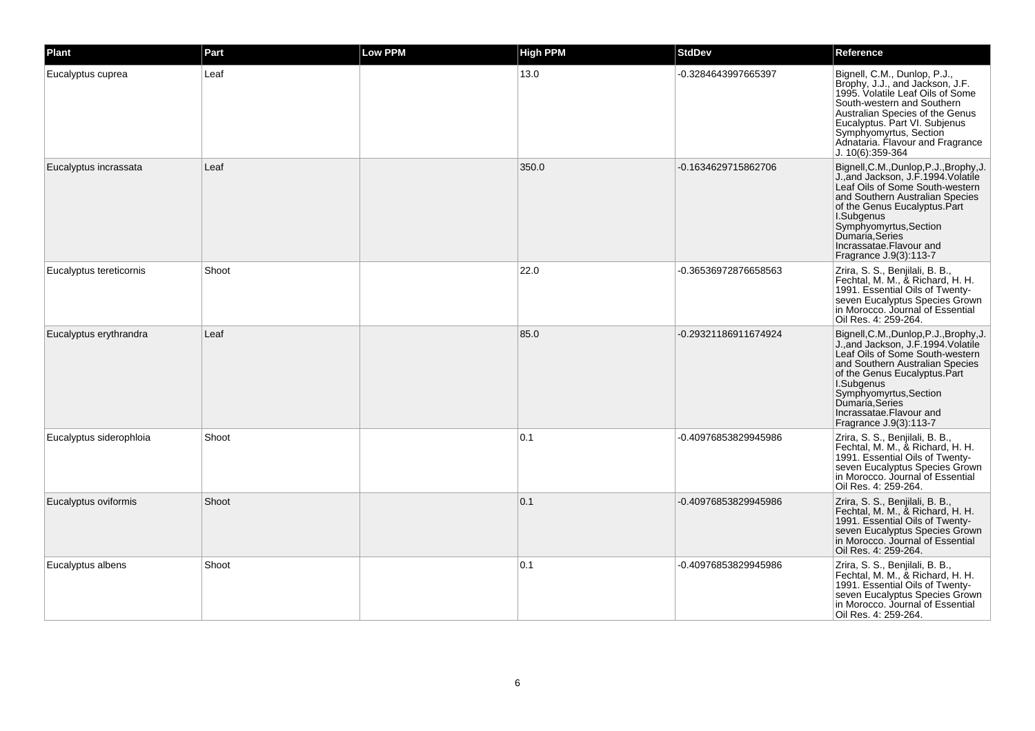| Plant | Part | Low PPM | High PPM | StdDev | Reference |
| --- | --- | --- | --- | --- | --- |
| Eucalyptus cuprea | Leaf | | 13.0 | -0.3284643997665397 | Bignell, C.M., Dunlop, P.J., Brophy, J.J., and Jackson, J.F. 1995. Volatile Leaf Oils of Some South-western and Southern Australian Species of the Genus Eucalyptus. Part VI. Subjenus Symphyomyrtus, Section Adnataria. Flavour and Fragrance J. 10(6):359-364 |
| Eucalyptus incrassata | Leaf | | 350.0 | -0.1634629715862706 | Bignell,C.M.,Dunlop,P.J.,Brophy,J. J.,and Jackson, J.F.1994.Volatile Leaf Oils of Some South-western and Southern Australian Species of the Genus Eucalyptus.Part I.Subgenus Symphyomyrtus,Section Dumaria,Series Incrassatae.Flavour and Fragrance J.9(3):113-7 |
| Eucalyptus tereticornis | Shoot | | 22.0 | -0.36536972876658563 | Zrira, S. S., Benjilali, B. B., Fechtal, M. M., & Richard, H. H. 1991. Essential Oils of Twenty-seven Eucalyptus Species Grown in Morocco. Journal of Essential Oil Res. 4: 259-264. |
| Eucalyptus erythrandra | Leaf | | 85.0 | -0.29321186911674924 | Bignell,C.M.,Dunlop,P.J.,Brophy,J. J.,and Jackson, J.F.1994.Volatile Leaf Oils of Some South-western and Southern Australian Species of the Genus Eucalyptus.Part I.Subgenus Symphyomyrtus,Section Dumaria,Series Incrassatae.Flavour and Fragrance J.9(3):113-7 |
| Eucalyptus siderophloia | Shoot | | 0.1 | -0.40976853829945986 | Zrira, S. S., Benjilali, B. B., Fechtal, M. M., & Richard, H. H. 1991. Essential Oils of Twenty-seven Eucalyptus Species Grown in Morocco. Journal of Essential Oil Res. 4: 259-264. |
| Eucalyptus oviformis | Shoot | | 0.1 | -0.40976853829945986 | Zrira, S. S., Benjilali, B. B., Fechtal, M. M., & Richard, H. H. 1991. Essential Oils of Twenty-seven Eucalyptus Species Grown in Morocco. Journal of Essential Oil Res. 4: 259-264. |
| Eucalyptus albens | Shoot | | 0.1 | -0.40976853829945986 | Zrira, S. S., Benjilali, B. B., Fechtal, M. M., & Richard, H. H. 1991. Essential Oils of Twenty-seven Eucalyptus Species Grown in Morocco. Journal of Essential Oil Res. 4: 259-264. |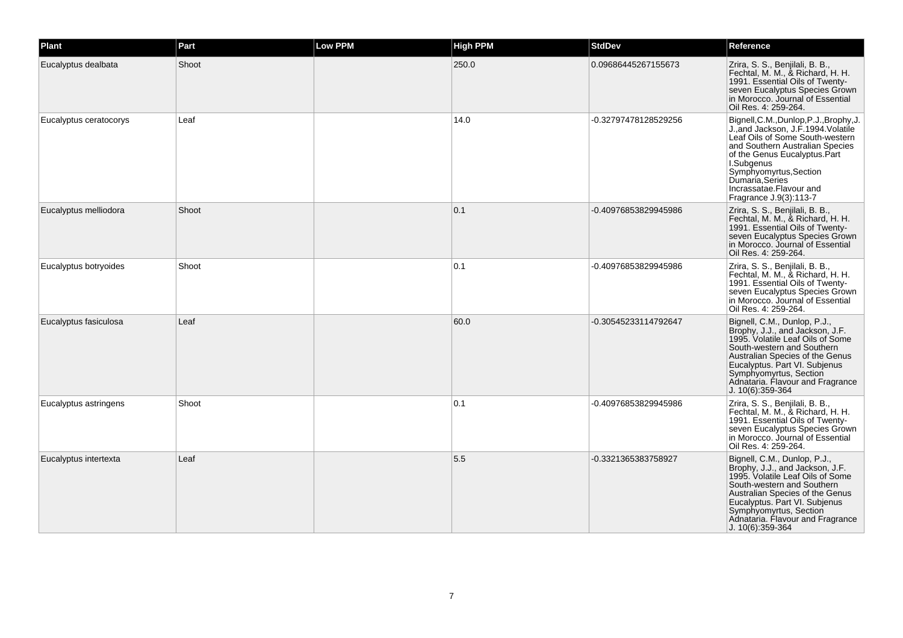| Plant | Part | Low PPM | High PPM | StdDev | Reference |
| --- | --- | --- | --- | --- | --- |
| Eucalyptus dealbata | Shoot | | 250.0 | 0.09686445267155673 | Zrira, S. S., Benjilali, B. B., Fechtal, M. M., & Richard, H. H. 1991. Essential Oils of Twenty-seven Eucalyptus Species Grown in Morocco. Journal of Essential Oil Res. 4: 259-264. |
| Eucalyptus ceratocorys | Leaf | | 14.0 | -0.32797478128529256 | Bignell,C.M.,Dunlop,P.J.,Brophy,J.J.,and Jackson, J.F.1994.Volatile Leaf Oils of Some South-western and Southern Australian Species of the Genus Eucalyptus.Part I.Subgenus Symphyomyrtus,Section Dumaria,Series Incrassatae.Flavour and Fragrance J.9(3):113-7 |
| Eucalyptus melliodora | Shoot | | 0.1 | -0.40976853829945986 | Zrira, S. S., Benjilali, B. B., Fechtal, M. M., & Richard, H. H. 1991. Essential Oils of Twenty-seven Eucalyptus Species Grown in Morocco. Journal of Essential Oil Res. 4: 259-264. |
| Eucalyptus botryoides | Shoot | | 0.1 | -0.40976853829945986 | Zrira, S. S., Benjilali, B. B., Fechtal, M. M., & Richard, H. H. 1991. Essential Oils of Twenty-seven Eucalyptus Species Grown in Morocco. Journal of Essential Oil Res. 4: 259-264. |
| Eucalyptus fasiculosa | Leaf | | 60.0 | -0.30545233114792647 | Bignell, C.M., Dunlop, P.J., Brophy, J.J., and Jackson, J.F. 1995. Volatile Leaf Oils of Some South-western and Southern Australian Species of the Genus Eucalyptus. Part VI. Subjenus Symphyomyrtus, Section Adnataria. Flavour and Fragrance J. 10(6):359-364 |
| Eucalyptus astringens | Shoot | | 0.1 | -0.40976853829945986 | Zrira, S. S., Benjilali, B. B., Fechtal, M. M., & Richard, H. H. 1991. Essential Oils of Twenty-seven Eucalyptus Species Grown in Morocco. Journal of Essential Oil Res. 4: 259-264. |
| Eucalyptus intertexta | Leaf | | 5.5 | -0.3321365383758927 | Bignell, C.M., Dunlop, P.J., Brophy, J.J., and Jackson, J.F. 1995. Volatile Leaf Oils of Some South-western and Southern Australian Species of the Genus Eucalyptus. Part VI. Subjenus Symphyomyrtus, Section Adnataria. Flavour and Fragrance J. 10(6):359-364 |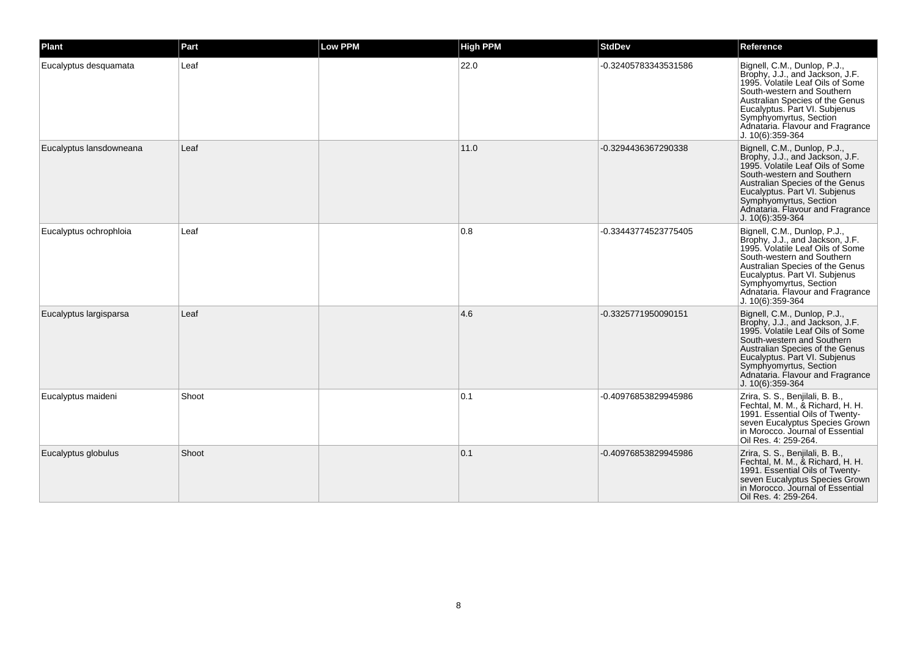| Plant | Part | Low PPM | High PPM | StdDev | Reference |
| --- | --- | --- | --- | --- | --- |
| Eucalyptus desquamata | Leaf | | 22.0 | -0.32405783343531586 | Bignell, C.M., Dunlop, P.J., Brophy, J.J., and Jackson, J.F. 1995. Volatile Leaf Oils of Some South-western and Southern Australian Species of the Genus Eucalyptus. Part VI. Subjenus Symphyomyrtus, Section Adnataria. Flavour and Fragrance J. 10(6):359-364 |
| Eucalyptus lansdowneana | Leaf | | 11.0 | -0.3294436367290338 | Bignell, C.M., Dunlop, P.J., Brophy, J.J., and Jackson, J.F. 1995. Volatile Leaf Oils of Some South-western and Southern Australian Species of the Genus Eucalyptus. Part VI. Subjenus Symphyomyrtus, Section Adnataria. Flavour and Fragrance J. 10(6):359-364 |
| Eucalyptus ochrophloia | Leaf | | 0.8 | -0.33443774523775405 | Bignell, C.M., Dunlop, P.J., Brophy, J.J., and Jackson, J.F. 1995. Volatile Leaf Oils of Some South-western and Southern Australian Species of the Genus Eucalyptus. Part VI. Subjenus Symphyomyrtus, Section Adnataria. Flavour and Fragrance J. 10(6):359-364 |
| Eucalyptus largisparsa | Leaf | | 4.6 | -0.3325771950090151 | Bignell, C.M., Dunlop, P.J., Brophy, J.J., and Jackson, J.F. 1995. Volatile Leaf Oils of Some South-western and Southern Australian Species of the Genus Eucalyptus. Part VI. Subjenus Symphyomyrtus, Section Adnataria. Flavour and Fragrance J. 10(6):359-364 |
| Eucalyptus maideni | Shoot | | 0.1 | -0.40976853829945986 | Zrira, S. S., Benjilali, B. B., Fechtal, M. M., & Richard, H. H. 1991. Essential Oils of Twenty-seven Eucalyptus Species Grown in Morocco. Journal of Essential Oil Res. 4: 259-264. |
| Eucalyptus globulus | Shoot | | 0.1 | -0.40976853829945986 | Zrira, S. S., Benjilali, B. B., Fechtal, M. M., & Richard, H. H. 1991. Essential Oils of Twenty-seven Eucalyptus Species Grown in Morocco. Journal of Essential Oil Res. 4: 259-264. |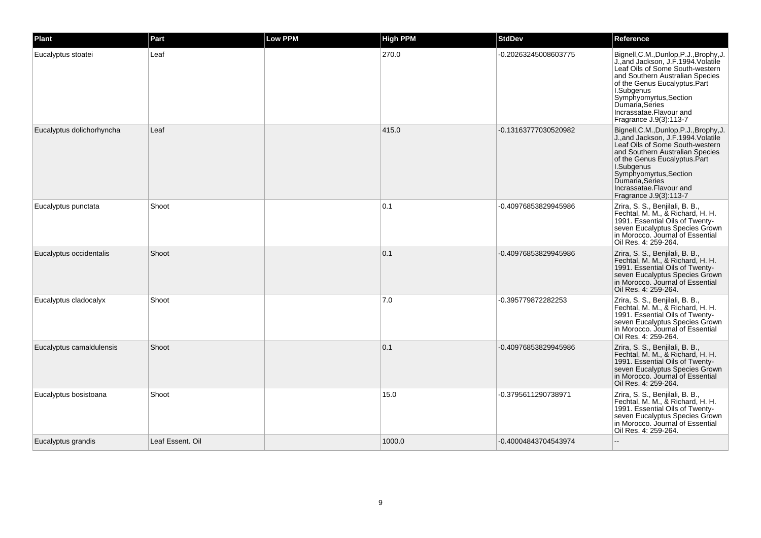| Plant | Part | Low PPM | High PPM | StdDev | Reference |
|---|---|---|---|---|---|
| Eucalyptus stoatei | Leaf | | 270.0 | -0.20263245008603775 | Bignell,C.M.,Dunlop,P.J.,Brophy,J.J.,and Jackson, J.F.1994.Volatile Leaf Oils of Some South-western and Southern Australian Species of the Genus Eucalyptus.Part I.Subgenus Symphyomyrtus,Section Dumaria,Series Incrassatae.Flavour and Fragrance J.9(3):113-7 |
| Eucalyptus dolichorhyncha | Leaf | | 415.0 | -0.13163777030520982 | Bignell,C.M.,Dunlop,P.J.,Brophy,J.J.,and Jackson, J.F.1994.Volatile Leaf Oils of Some South-western and Southern Australian Species of the Genus Eucalyptus.Part I.Subgenus Symphyomyrtus,Section Dumaria,Series Incrassatae.Flavour and Fragrance J.9(3):113-7 |
| Eucalyptus punctata | Shoot | | 0.1 | -0.40976853829945986 | Zrira, S. S., Benjilali, B. B., Fechtal, M. M., & Richard, H. H. 1991. Essential Oils of Twenty-seven Eucalyptus Species Grown in Morocco. Journal of Essential Oil Res. 4: 259-264. |
| Eucalyptus occidentalis | Shoot | | 0.1 | -0.40976853829945986 | Zrira, S. S., Benjilali, B. B., Fechtal, M. M., & Richard, H. H. 1991. Essential Oils of Twenty-seven Eucalyptus Species Grown in Morocco. Journal of Essential Oil Res. 4: 259-264. |
| Eucalyptus cladocalyx | Shoot | | 7.0 | -0.395779872282253 | Zrira, S. S., Benjilali, B. B., Fechtal, M. M., & Richard, H. H. 1991. Essential Oils of Twenty-seven Eucalyptus Species Grown in Morocco. Journal of Essential Oil Res. 4: 259-264. |
| Eucalyptus camaldulensis | Shoot | | 0.1 | -0.40976853829945986 | Zrira, S. S., Benjilali, B. B., Fechtal, M. M., & Richard, H. H. 1991. Essential Oils of Twenty-seven Eucalyptus Species Grown in Morocco. Journal of Essential Oil Res. 4: 259-264. |
| Eucalyptus bosistoana | Shoot | | 15.0 | -0.3795611290738971 | Zrira, S. S., Benjilali, B. B., Fechtal, M. M., & Richard, H. H. 1991. Essential Oils of Twenty-seven Eucalyptus Species Grown in Morocco. Journal of Essential Oil Res. 4: 259-264. |
| Eucalyptus grandis | Leaf Essent. Oil | | 1000.0 | -0.40004843704543974 | -- |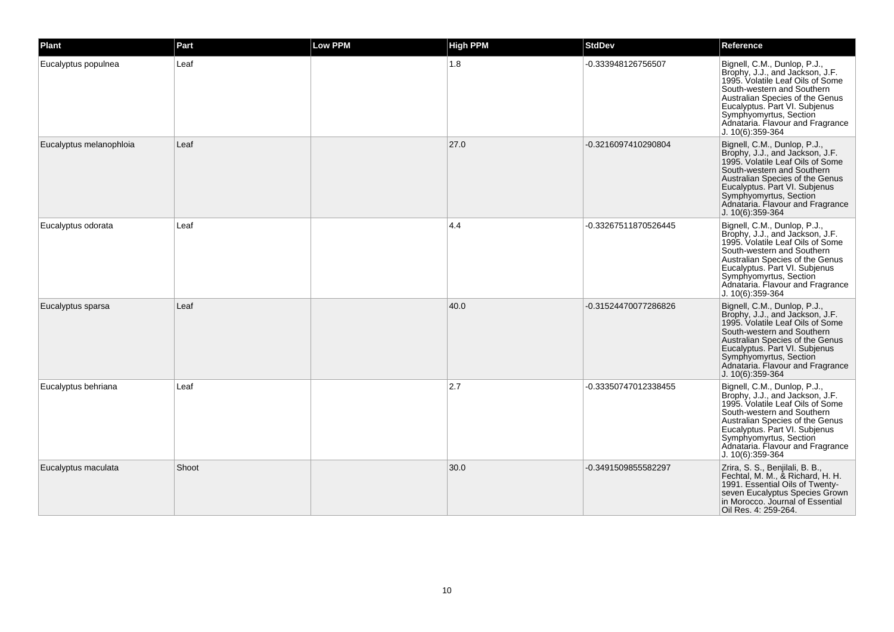| Plant | Part | Low PPM | High PPM | StdDev | Reference |
| --- | --- | --- | --- | --- | --- |
| Eucalyptus populnea | Leaf | | 1.8 | -0.333948126756507 | Bignell, C.M., Dunlop, P.J., Brophy, J.J., and Jackson, J.F. 1995. Volatile Leaf Oils of Some South-western and Southern Australian Species of the Genus Eucalyptus. Part VI. Subjenus Symphyomyrtus, Section Adnataria. Flavour and Fragrance J. 10(6):359-364 |
| Eucalyptus melanophloia | Leaf | | 27.0 | -0.3216097410290804 | Bignell, C.M., Dunlop, P.J., Brophy, J.J., and Jackson, J.F. 1995. Volatile Leaf Oils of Some South-western and Southern Australian Species of the Genus Eucalyptus. Part VI. Subjenus Symphyomyrtus, Section Adnataria. Flavour and Fragrance J. 10(6):359-364 |
| Eucalyptus odorata | Leaf | | 4.4 | -0.33267511870526445 | Bignell, C.M., Dunlop, P.J., Brophy, J.J., and Jackson, J.F. 1995. Volatile Leaf Oils of Some South-western and Southern Australian Species of the Genus Eucalyptus. Part VI. Subjenus Symphyomyrtus, Section Adnataria. Flavour and Fragrance J. 10(6):359-364 |
| Eucalyptus sparsa | Leaf | | 40.0 | -0.31524470077286826 | Bignell, C.M., Dunlop, P.J., Brophy, J.J., and Jackson, J.F. 1995. Volatile Leaf Oils of Some South-western and Southern Australian Species of the Genus Eucalyptus. Part VI. Subjenus Symphyomyrtus, Section Adnataria. Flavour and Fragrance J. 10(6):359-364 |
| Eucalyptus behriana | Leaf | | 2.7 | -0.33350747012338455 | Bignell, C.M., Dunlop, P.J., Brophy, J.J., and Jackson, J.F. 1995. Volatile Leaf Oils of Some South-western and Southern Australian Species of the Genus Eucalyptus. Part VI. Subjenus Symphyomyrtus, Section Adnataria. Flavour and Fragrance J. 10(6):359-364 |
| Eucalyptus maculata | Shoot | | 30.0 | -0.3491509855582297 | Zrira, S. S., Benjilali, B. B., Fechtal, M. M., & Richard, H. H. 1991. Essential Oils of Twenty-seven Eucalyptus Species Grown in Morocco. Journal of Essential Oil Res. 4: 259-264. |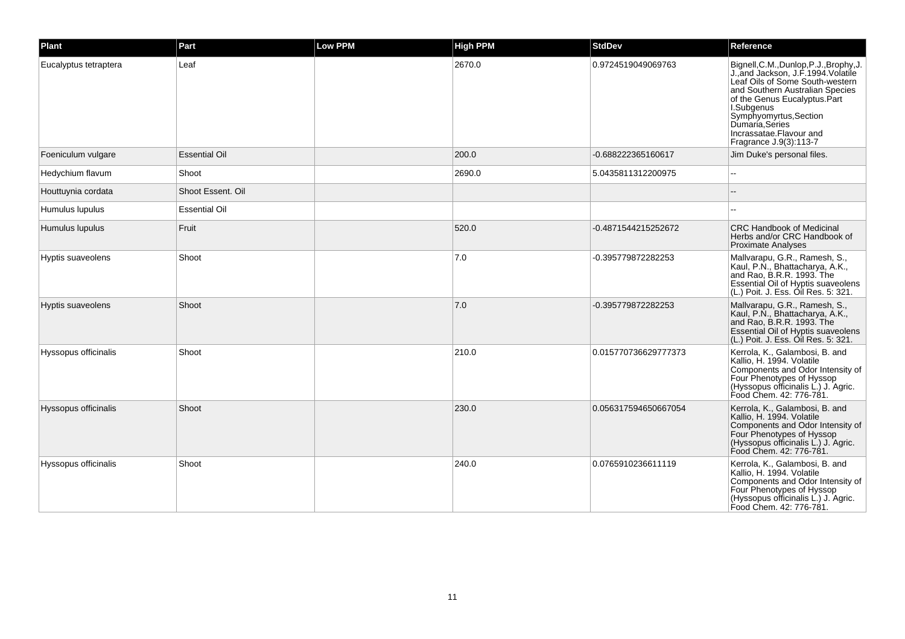| Plant | Part | Low PPM | High PPM | StdDev | Reference |
| --- | --- | --- | --- | --- | --- |
| Eucalyptus tetraptera | Leaf | | 2670.0 | 0.9724519049069763 | Bignell,C.M.,Dunlop,P.J.,Brophy,J.J.,and Jackson, J.F.1994.Volatile Leaf Oils of Some South-western and Southern Australian Species of the Genus Eucalyptus.Part I.Subgenus Symphyomyrtus,Section Dumaria,Series Incrassatae.Flavour and Fragrance J.9(3):113-7 |
| Foeniculum vulgare | Essential Oil | | 200.0 | -0.688222365160617 | Jim Duke's personal files. |
| Hedychium flavum | Shoot | | 2690.0 | 5.0435811312200975 | -- |
| Houttuynia cordata | Shoot Essent. Oil | | | | -- |
| Humulus lupulus | Essential Oil | | | | -- |
| Humulus lupulus | Fruit | | 520.0 | -0.4871544215252672 | CRC Handbook of Medicinal Herbs and/or CRC Handbook of Proximate Analyses |
| Hyptis suaveolens | Shoot | | 7.0 | -0.395779872282253 | Mallvarapu, G.R., Ramesh, S., Kaul, P.N., Bhattacharya, A.K., and Rao, B.R.R. 1993. The Essential Oil of Hyptis suaveolens (L.) Poit. J. Ess. Oil Res. 5: 321. |
| Hyptis suaveolens | Shoot | | 7.0 | -0.395779872282253 | Mallvarapu, G.R., Ramesh, S., Kaul, P.N., Bhattacharya, A.K., and Rao, B.R.R. 1993. The Essential Oil of Hyptis suaveolens (L.) Poit. J. Ess. Oil Res. 5: 321. |
| Hyssopus officinalis | Shoot | | 210.0 | 0.015770736629777373 | Kerrola, K., Galambosi, B. and Kallio, H. 1994. Volatile Components and Odor Intensity of Four Phenotypes of Hyssop (Hyssopus officinalis L.) J. Agric. Food Chem. 42: 776-781. |
| Hyssopus officinalis | Shoot | | 230.0 | 0.056317594650667054 | Kerrola, K., Galambosi, B. and Kallio, H. 1994. Volatile Components and Odor Intensity of Four Phenotypes of Hyssop (Hyssopus officinalis L.) J. Agric. Food Chem. 42: 776-781. |
| Hyssopus officinalis | Shoot | | 240.0 | 0.0765910236611119 | Kerrola, K., Galambosi, B. and Kallio, H. 1994. Volatile Components and Odor Intensity of Four Phenotypes of Hyssop (Hyssopus officinalis L.) J. Agric. Food Chem. 42: 776-781. |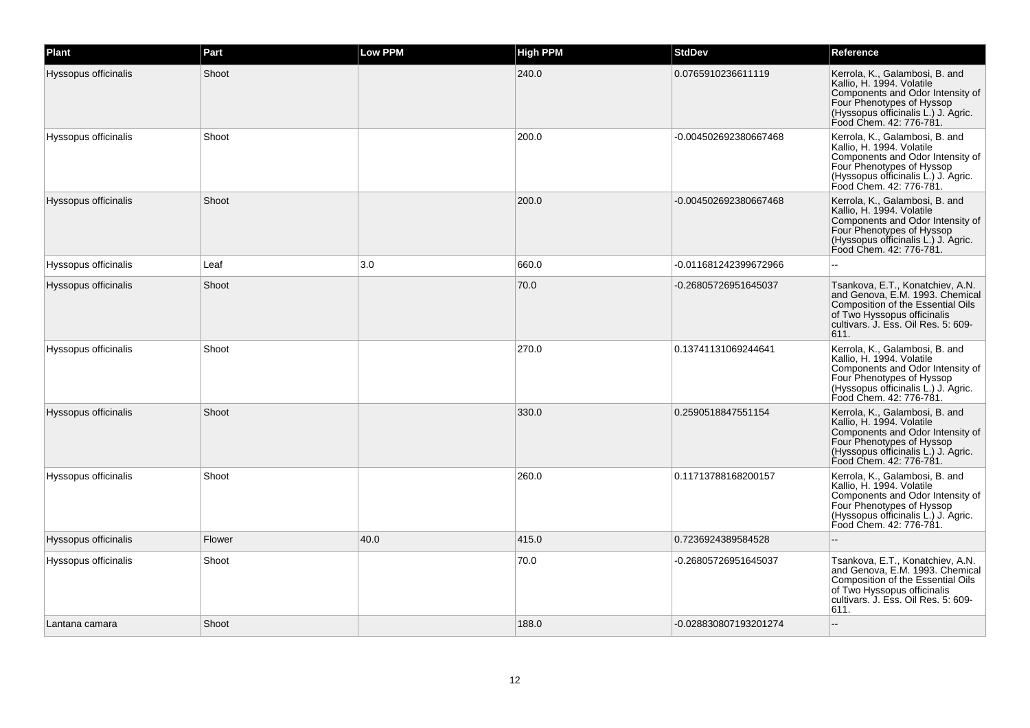| Plant | Part | Low PPM | High PPM | StdDev | Reference |
| --- | --- | --- | --- | --- | --- |
| Hyssopus officinalis | Shoot | | 240.0 | 0.0765910236611119 | Kerrola, K., Galambosi, B. and Kallio, H. 1994. Volatile Components and Odor Intensity of Four Phenotypes of Hyssop (Hyssopus officinalis L.) J. Agric. Food Chem. 42: 776-781. |
| Hyssopus officinalis | Shoot | | 200.0 | -0.004502692380667468 | Kerrola, K., Galambosi, B. and Kallio, H. 1994. Volatile Components and Odor Intensity of Four Phenotypes of Hyssop (Hyssopus officinalis L.) J. Agric. Food Chem. 42: 776-781. |
| Hyssopus officinalis | Shoot | | 200.0 | -0.004502692380667468 | Kerrola, K., Galambosi, B. and Kallio, H. 1994. Volatile Components and Odor Intensity of Four Phenotypes of Hyssop (Hyssopus officinalis L.) J. Agric. Food Chem. 42: 776-781. |
| Hyssopus officinalis | Leaf | 3.0 | 660.0 | -0.011681242399672966 | -- |
| Hyssopus officinalis | Shoot | | 70.0 | -0.26805726951645037 | Tsankova, E.T., Konatchiev, A.N. and Genova, E.M. 1993. Chemical Composition of the Essential Oils of Two Hyssopus officinalis cultivars. J. Ess. Oil Res. 5: 609-611. |
| Hyssopus officinalis | Shoot | | 270.0 | 0.13741131069244641 | Kerrola, K., Galambosi, B. and Kallio, H. 1994. Volatile Components and Odor Intensity of Four Phenotypes of Hyssop (Hyssopus officinalis L.) J. Agric. Food Chem. 42: 776-781. |
| Hyssopus officinalis | Shoot | | 330.0 | 0.2590518847551154 | Kerrola, K., Galambosi, B. and Kallio, H. 1994. Volatile Components and Odor Intensity of Four Phenotypes of Hyssop (Hyssopus officinalis L.) J. Agric. Food Chem. 42: 776-781. |
| Hyssopus officinalis | Shoot | | 260.0 | 0.11713788168200157 | Kerrola, K., Galambosi, B. and Kallio, H. 1994. Volatile Components and Odor Intensity of Four Phenotypes of Hyssop (Hyssopus officinalis L.) J. Agric. Food Chem. 42: 776-781. |
| Hyssopus officinalis | Flower | 40.0 | 415.0 | 0.7236924389584528 | -- |
| Hyssopus officinalis | Shoot | | 70.0 | -0.26805726951645037 | Tsankova, E.T., Konatchiev, A.N. and Genova, E.M. 1993. Chemical Composition of the Essential Oils of Two Hyssopus officinalis cultivars. J. Ess. Oil Res. 5: 609-611. |
| Lantana camara | Shoot | | 188.0 | -0.028830807193201274 | -- |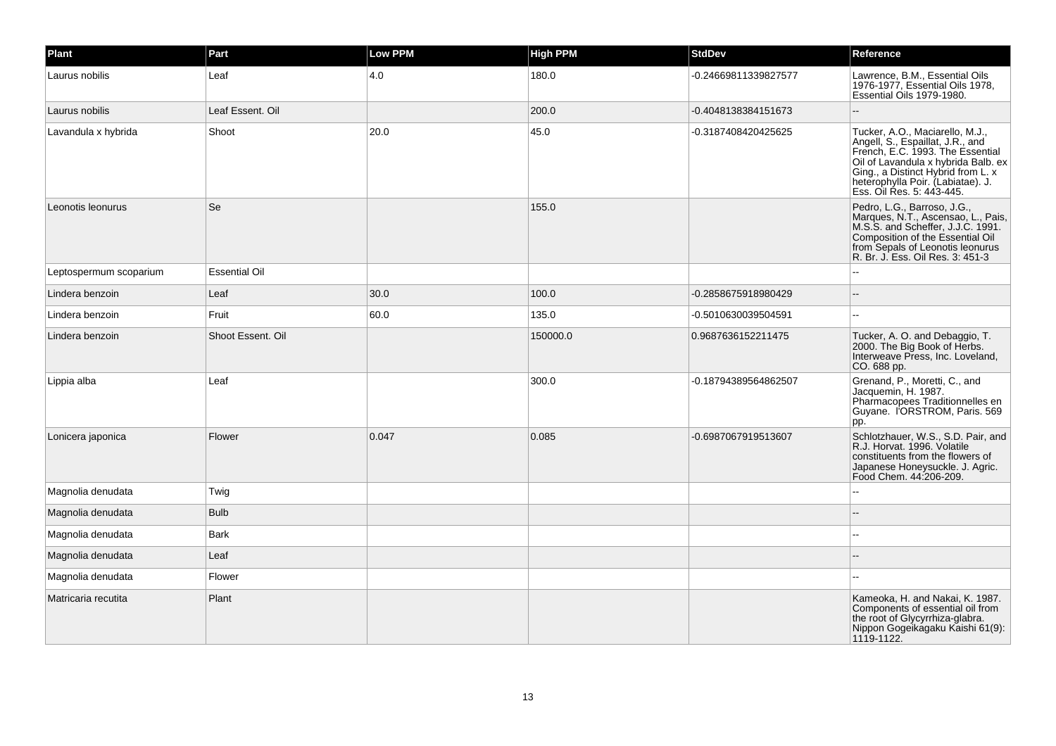| Plant | Part | Low PPM | High PPM | StdDev | Reference |
| --- | --- | --- | --- | --- | --- |
| Laurus nobilis | Leaf | 4.0 | 180.0 | -0.24669811339827577 | Lawrence, B.M., Essential Oils 1976-1977, Essential Oils 1978, Essential Oils 1979-1980. |
| Laurus nobilis | Leaf Essent. Oil | | 200.0 | -0.4048138384151673 | -- |
| Lavandula x hybrida | Shoot | 20.0 | 45.0 | -0.3187408420425625 | Tucker, A.O., Maciarello, M.J., Angell, S., Espaillat, J.R., and French, E.C. 1993. The Essential Oil of Lavandula x hybrida Balb. ex Ging., a Distinct Hybrid from L. x heterophylla Poir. (Labiatae). J. Ess. Oil Res. 5: 443-445. |
| Leonotis leonurus | Se | | 155.0 | | Pedro, L.G., Barroso, J.G., Marques, N.T., Ascensao, L., Pais, M.S.S. and Scheffer, J.J.C. 1991. Composition of the Essential Oil from Sepals of Leonotis leonurus R. Br. J. Ess. Oil Res. 3: 451-3 |
| Leptospermum scoparium | Essential Oil | | | | -- |
| Lindera benzoin | Leaf | 30.0 | 100.0 | -0.2858675918980429 | -- |
| Lindera benzoin | Fruit | 60.0 | 135.0 | -0.5010630039504591 | -- |
| Lindera benzoin | Shoot Essent. Oil | | 150000.0 | 0.9687636152211475 | Tucker, A. O. and Debaggio, T. 2000. The Big Book of Herbs. Interweave Press, Inc. Loveland, CO. 688 pp. |
| Lippia alba | Leaf | | 300.0 | -0.18794389564862507 | Grenand, P., Moretti, C., and Jacquemin, H. 1987. Pharmacopees Traditionnelles en Guyane. l'ORSTROM, Paris. 569 pp. |
| Lonicera japonica | Flower | 0.047 | 0.085 | -0.6987067919513607 | Schlotzhauer, W.S., S.D. Pair, and R.J. Horvat. 1996. Volatile constituents from the flowers of Japanese Honeysuckle. J. Agric. Food Chem. 44:206-209. |
| Magnolia denudata | Twig | | | | -- |
| Magnolia denudata | Bulb | | | | -- |
| Magnolia denudata | Bark | | | | -- |
| Magnolia denudata | Leaf | | | | -- |
| Magnolia denudata | Flower | | | | -- |
| Matricaria recutita | Plant | | | | Kameoka, H. and Nakai, K. 1987. Components of essential oil from the root of Glycyrrhiza-glabra. Nippon Gogeikagaku Kaishi 61(9): 1119-1122. |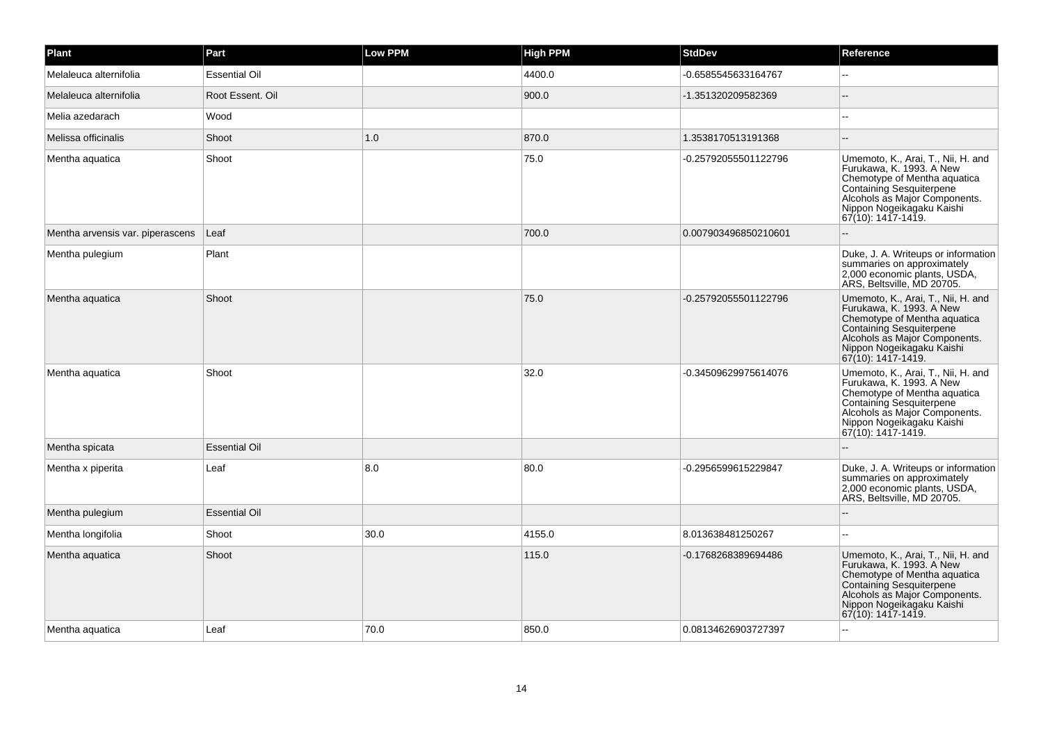| Plant | Part | Low PPM | High PPM | StdDev | Reference |
| --- | --- | --- | --- | --- | --- |
| Melaleuca alternifolia | Essential Oil | | 4400.0 | -0.6585545633164767 | -- |
| Melaleuca alternifolia | Root Essent. Oil | | 900.0 | -1.351320209582369 | -- |
| Melia azedarach | Wood | | | | -- |
| Melissa officinalis | Shoot | 1.0 | 870.0 | 1.3538170513191368 | -- |
| Mentha aquatica | Shoot | | 75.0 | -0.25792055501122796 | Umemoto, K., Arai, T., Nii, H. and Furukawa, K. 1993. A New Chemotype of Mentha aquatica Containing Sesquiterpene Alcohols as Major Components. Nippon Nogeikagaku Kaishi 67(10): 1417-1419. |
| Mentha arvensis var. piperascens | Leaf | | 700.0 | 0.007903496850210601 | -- |
| Mentha pulegium | Plant | | | | Duke, J. A. Writeups or information summaries on approximately 2,000 economic plants, USDA, ARS, Beltsville, MD 20705. |
| Mentha aquatica | Shoot | | 75.0 | -0.25792055501122796 | Umemoto, K., Arai, T., Nii, H. and Furukawa, K. 1993. A New Chemotype of Mentha aquatica Containing Sesquiterpene Alcohols as Major Components. Nippon Nogeikagaku Kaishi 67(10): 1417-1419. |
| Mentha aquatica | Shoot | | 32.0 | -0.34509629975614076 | Umemoto, K., Arai, T., Nii, H. and Furukawa, K. 1993. A New Chemotype of Mentha aquatica Containing Sesquiterpene Alcohols as Major Components. Nippon Nogeikagaku Kaishi 67(10): 1417-1419. |
| Mentha spicata | Essential Oil | | | | -- |
| Mentha x piperita | Leaf | 8.0 | 80.0 | -0.2956599615229847 | Duke, J. A. Writeups or information summaries on approximately 2,000 economic plants, USDA, ARS, Beltsville, MD 20705. |
| Mentha pulegium | Essential Oil | | | | -- |
| Mentha longifolia | Shoot | 30.0 | 4155.0 | 8.013638481250267 | -- |
| Mentha aquatica | Shoot | | 115.0 | -0.1768268389694486 | Umemoto, K., Arai, T., Nii, H. and Furukawa, K. 1993. A New Chemotype of Mentha aquatica Containing Sesquiterpene Alcohols as Major Components. Nippon Nogeikagaku Kaishi 67(10): 1417-1419. |
| Mentha aquatica | Leaf | 70.0 | 850.0 | 0.08134626903727397 | -- |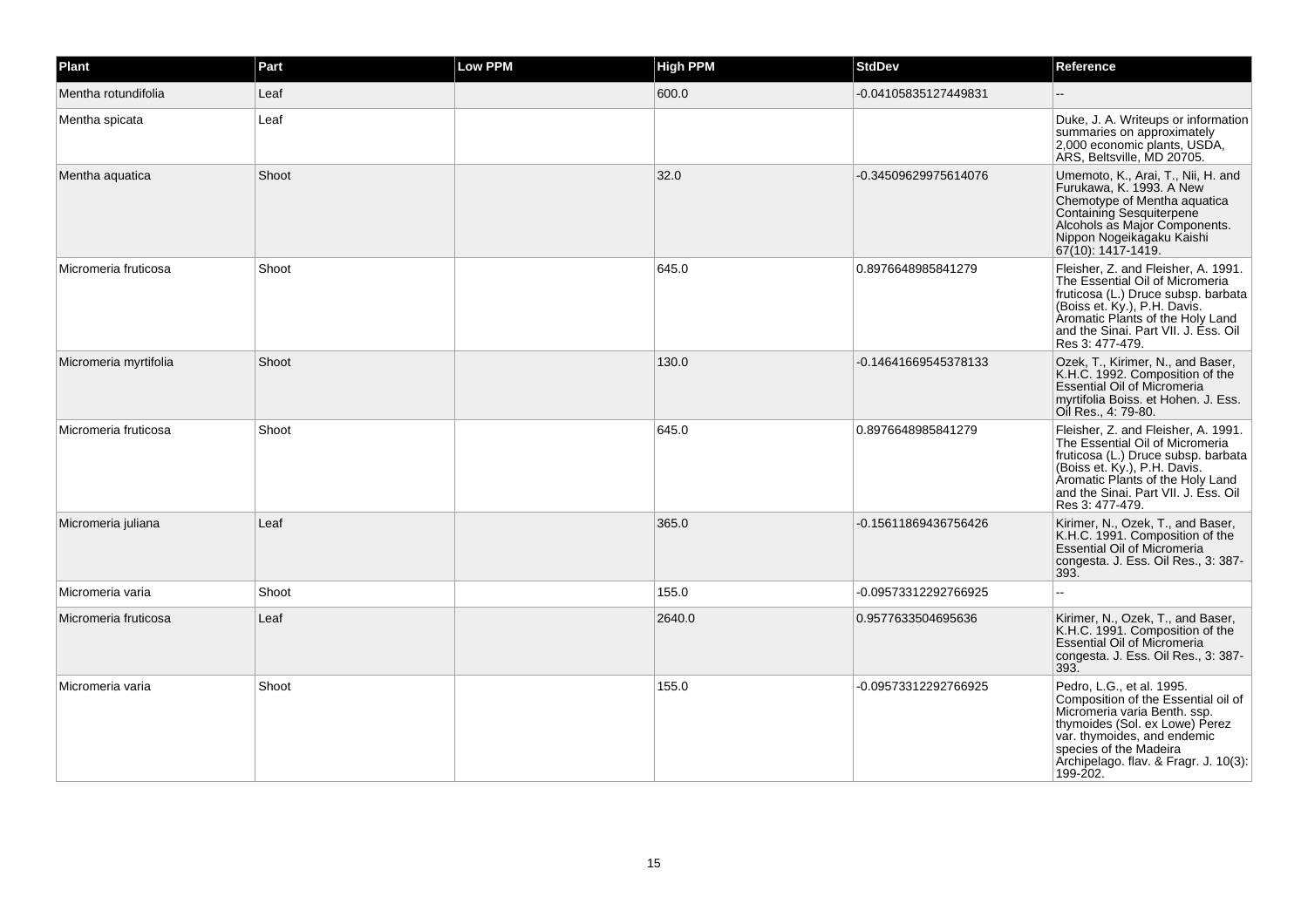| Plant | Part | Low PPM | High PPM | StdDev | Reference |
| --- | --- | --- | --- | --- | --- |
| Mentha rotundifolia | Leaf | | 600.0 | -0.04105835127449831 | -- |
| Mentha spicata | Leaf | | | | Duke, J. A. Writeups or information summaries on approximately 2,000 economic plants, USDA, ARS, Beltsville, MD 20705. |
| Mentha aquatica | Shoot | | 32.0 | -0.34509629975614076 | Umemoto, K., Arai, T., Nii, H. and Furukawa, K. 1993. A New Chemotype of Mentha aquatica Containing Sesquiterpene Alcohols as Major Components. Nippon Nogeikagaku Kaishi 67(10): 1417-1419. |
| Micromeria fruticosa | Shoot | | 645.0 | 0.8976648985841279 | Fleisher, Z. and Fleisher, A. 1991. The Essential Oil of Micromeria fruticosa (L.) Druce subsp. barbata (Boiss et. Ky.), P.H. Davis. Aromatic Plants of the Holy Land and the Sinai. Part VII. J. Ess. Oil Res 3: 477-479. |
| Micromeria myrtifolia | Shoot | | 130.0 | -0.14641669545378133 | Ozek, T., Kirimer, N., and Baser, K.H.C. 1992. Composition of the Essential Oil of Micromeria myrtifolia Boiss. et Hohen. J. Ess. Oil Res., 4: 79-80. |
| Micromeria fruticosa | Shoot | | 645.0 | 0.8976648985841279 | Fleisher, Z. and Fleisher, A. 1991. The Essential Oil of Micromeria fruticosa (L.) Druce subsp. barbata (Boiss et. Ky.), P.H. Davis. Aromatic Plants of the Holy Land and the Sinai. Part VII. J. Ess. Oil Res 3: 477-479. |
| Micromeria juliana | Leaf | | 365.0 | -0.15611869436756426 | Kirimer, N., Ozek, T., and Baser, K.H.C. 1991. Composition of the Essential Oil of Micromeria congesta. J. Ess. Oil Res., 3: 387-393. |
| Micromeria varia | Shoot | | 155.0 | -0.09573312292766925 | -- |
| Micromeria fruticosa | Leaf | | 2640.0 | 0.9577633504695636 | Kirimer, N., Ozek, T., and Baser, K.H.C. 1991. Composition of the Essential Oil of Micromeria congesta. J. Ess. Oil Res., 3: 387-393. |
| Micromeria varia | Shoot | | 155.0 | -0.09573312292766925 | Pedro, L.G., et al. 1995. Composition of the Essential oil of Micromeria varia Benth. ssp. thymoides (Sol. ex Lowe) Perez var. thymoides, and endemic species of the Madeira Archipelago. flav. & Fragr. J. 10(3): 199-202. |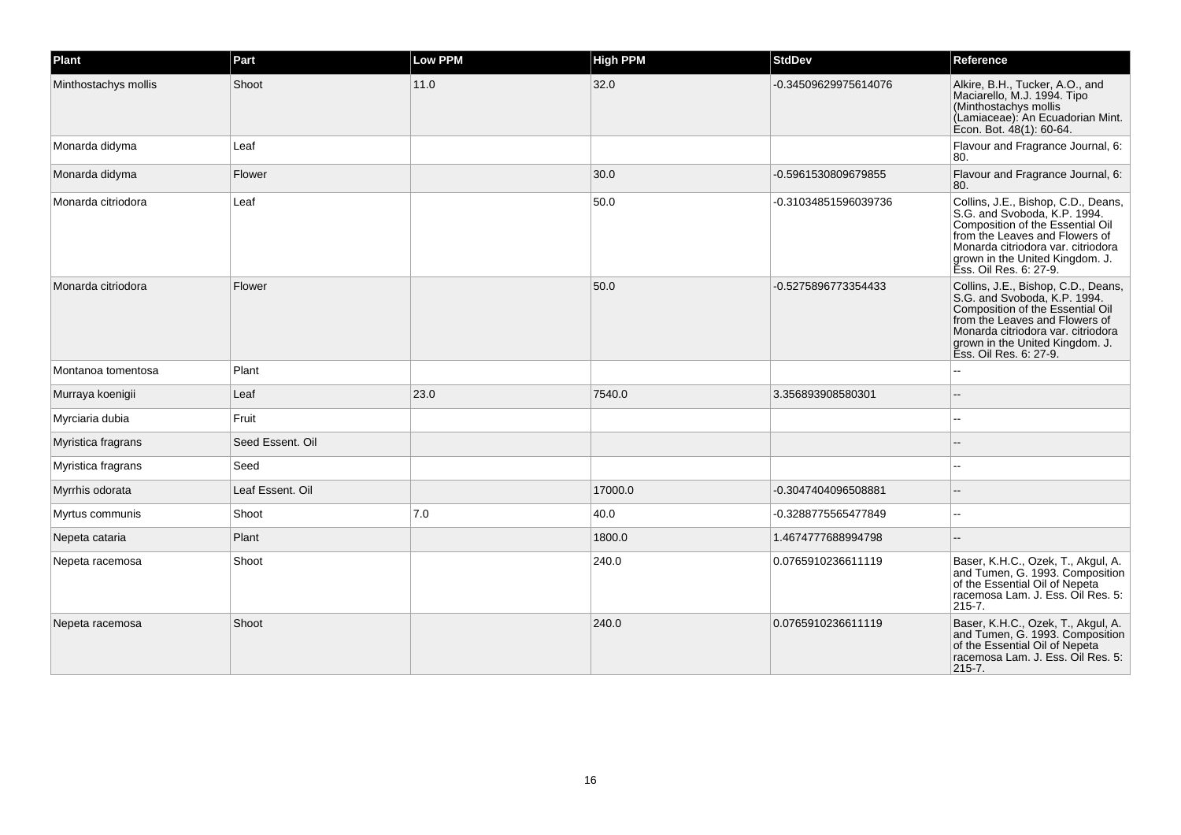| Plant | Part | Low PPM | High PPM | StdDev | Reference |
| --- | --- | --- | --- | --- | --- |
| Minthostachys mollis | Shoot | 11.0 | 32.0 | -0.34509629975614076 | Alkire, B.H., Tucker, A.O., and Maciarello, M.J. 1994. Tipo (Minthostachys mollis (Lamiaceae): An Ecuadorian Mint. Econ. Bot. 48(1): 60-64. |
| Monarda didyma | Leaf | | | | Flavour and Fragrance Journal, 6: 80. |
| Monarda didyma | Flower | | 30.0 | -0.5961530809679855 | Flavour and Fragrance Journal, 6: 80. |
| Monarda citriodora | Leaf | | 50.0 | -0.31034851596039736 | Collins, J.E., Bishop, C.D., Deans, S.G. and Svoboda, K.P. 1994. Composition of the Essential Oil from the Leaves and Flowers of Monarda citriodora var. citriodora grown in the United Kingdom. J. Ess. Oil Res. 6: 27-9. |
| Monarda citriodora | Flower | | 50.0 | -0.5275896773354433 | Collins, J.E., Bishop, C.D., Deans, S.G. and Svoboda, K.P. 1994. Composition of the Essential Oil from the Leaves and Flowers of Monarda citriodora var. citriodora grown in the United Kingdom. J. Ess. Oil Res. 6: 27-9. |
| Montanoa tomentosa | Plant | | | | -- |
| Murraya koenigii | Leaf | 23.0 | 7540.0 | 3.356893908580301 | -- |
| Myrciaria dubia | Fruit | | | | -- |
| Myristica fragrans | Seed Essent. Oil | | | | -- |
| Myristica fragrans | Seed | | | | -- |
| Myrrhis odorata | Leaf Essent. Oil | | 17000.0 | -0.3047404096508881 | -- |
| Myrtus communis | Shoot | 7.0 | 40.0 | -0.3288775565477849 | -- |
| Nepeta cataria | Plant | | 1800.0 | 1.4674777688994798 | -- |
| Nepeta racemosa | Shoot | | 240.0 | 0.0765910236611119 | Baser, K.H.C., Ozek, T., Akgul, A. and Tumen, G. 1993. Composition of the Essential Oil of Nepeta racemosa Lam. J. Ess. Oil Res. 5: 215-7. |
| Nepeta racemosa | Shoot | | 240.0 | 0.0765910236611119 | Baser, K.H.C., Ozek, T., Akgul, A. and Tumen, G. 1993. Composition of the Essential Oil of Nepeta racemosa Lam. J. Ess. Oil Res. 5: 215-7. |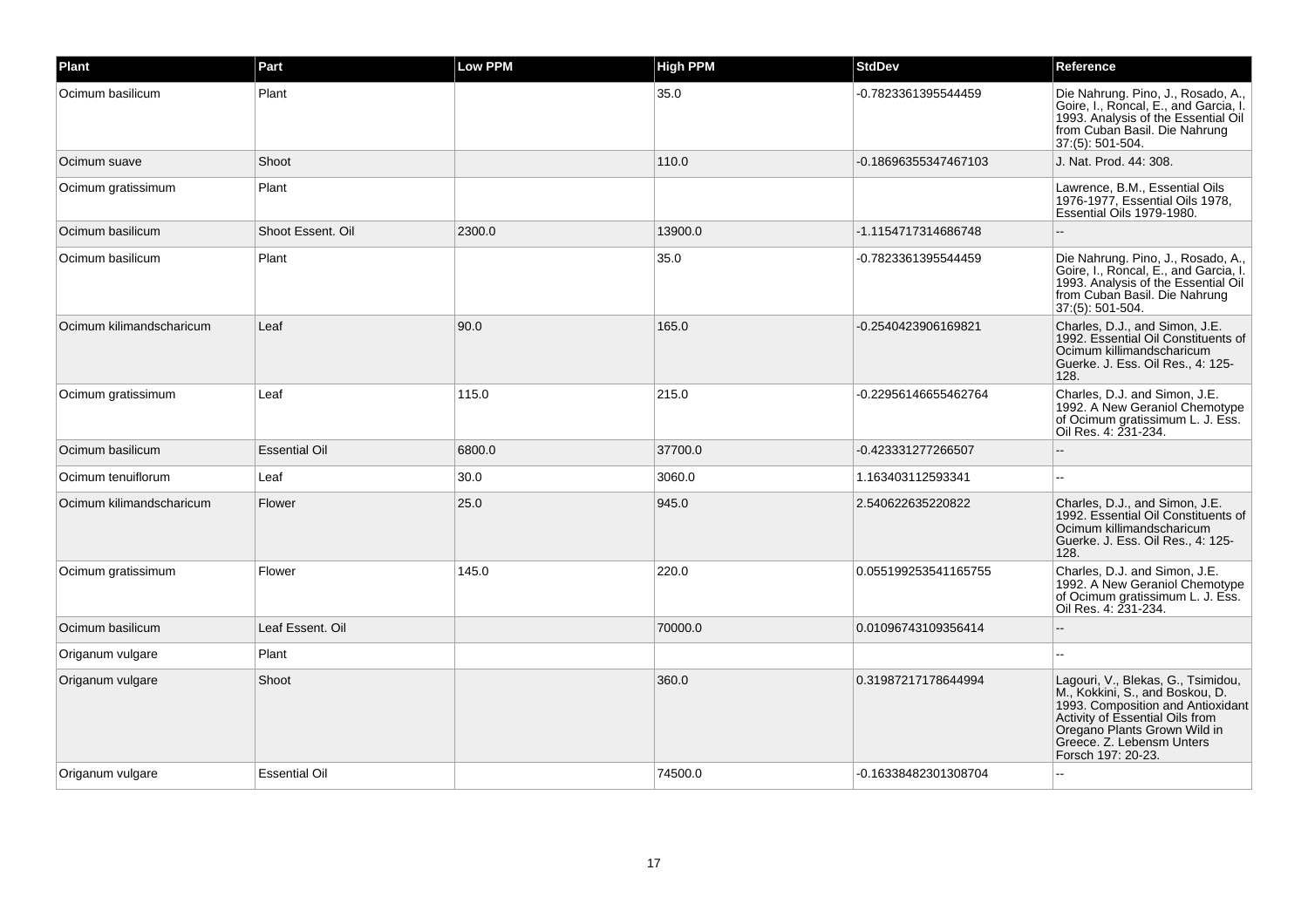| Plant | Part | Low PPM | High PPM | StdDev | Reference |
| --- | --- | --- | --- | --- | --- |
| Ocimum basilicum | Plant | | 35.0 | -0.7823361395544459 | Die Nahrung. Pino, J., Rosado, A., Goire, I., Roncal, E., and Garcia, I. 1993. Analysis of the Essential Oil from Cuban Basil. Die Nahrung 37:(5): 501-504. |
| Ocimum suave | Shoot | | 110.0 | -0.18696355347467103 | J. Nat. Prod. 44: 308. |
| Ocimum gratissimum | Plant | | | | Lawrence, B.M., Essential Oils 1976-1977, Essential Oils 1978, Essential Oils 1979-1980. |
| Ocimum basilicum | Shoot Essent. Oil | 2300.0 | 13900.0 | -1.1154717314686748 | -- |
| Ocimum basilicum | Plant | | 35.0 | -0.7823361395544459 | Die Nahrung. Pino, J., Rosado, A., Goire, I., Roncal, E., and Garcia, I. 1993. Analysis of the Essential Oil from Cuban Basil. Die Nahrung 37:(5): 501-504. |
| Ocimum kilimandscharicum | Leaf | 90.0 | 165.0 | -0.2540423906169821 | Charles, D.J., and Simon, J.E. 1992. Essential Oil Constituents of Ocimum killimandscharicum Guerke. J. Ess. Oil Res., 4: 125-128. |
| Ocimum gratissimum | Leaf | 115.0 | 215.0 | -0.22956146655462764 | Charles, D.J. and Simon, J.E. 1992. A New Geraniol Chemotype of Ocimum gratissimum L. J. Ess. Oil Res. 4: 231-234. |
| Ocimum basilicum | Essential Oil | 6800.0 | 37700.0 | -0.423331277266507 | -- |
| Ocimum tenuiflorum | Leaf | 30.0 | 3060.0 | 1.163403112593341 | -- |
| Ocimum kilimandscharicum | Flower | 25.0 | 945.0 | 2.540622635220822 | Charles, D.J., and Simon, J.E. 1992. Essential Oil Constituents of Ocimum killimandscharicum Guerke. J. Ess. Oil Res., 4: 125-128. |
| Ocimum gratissimum | Flower | 145.0 | 220.0 | 0.055199253541165755 | Charles, D.J. and Simon, J.E. 1992. A New Geraniol Chemotype of Ocimum gratissimum L. J. Ess. Oil Res. 4: 231-234. |
| Ocimum basilicum | Leaf Essent. Oil | | 70000.0 | 0.01096743109356414 | -- |
| Origanum vulgare | Plant | | | | -- |
| Origanum vulgare | Shoot | | 360.0 | 0.31987217178644994 | Lagouri, V., Blekas, G., Tsimidou, M., Kokkini, S., and Boskou, D. 1993. Composition and Antioxidant Activity of Essential Oils from Oregano Plants Grown Wild in Greece. Z. Lebensm Unters Forsch 197: 20-23. |
| Origanum vulgare | Essential Oil | | 74500.0 | -0.16338482301308704 | -- |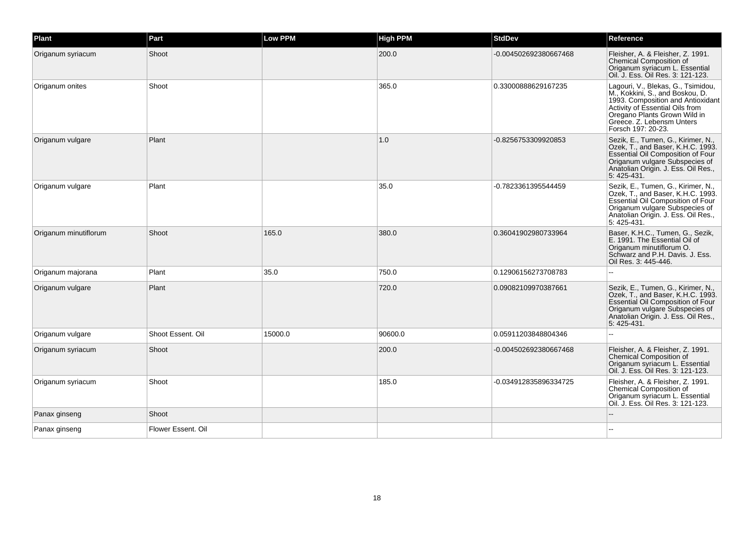| Plant | Part | Low PPM | High PPM | StdDev | Reference |
| --- | --- | --- | --- | --- | --- |
| Origanum syriacum | Shoot | | 200.0 | -0.004502692380667468 | Fleisher, A. & Fleisher, Z. 1991. Chemical Composition of Origanum syriacum L. Essential Oil. J. Ess. Oil Res. 3: 121-123. |
| Origanum onites | Shoot | | 365.0 | 0.33000888629167235 | Lagouri, V., Blekas, G., Tsimidou, M., Kokkini, S., and Boskou, D. 1993. Composition and Antioxidant Activity of Essential Oils from Oregano Plants Grown Wild in Greece. Z. Lebensm Unters Forsch 197: 20-23. |
| Origanum vulgare | Plant | | 1.0 | -0.8256753309920853 | Sezik, E., Tumen, G., Kirimer, N., Ozek, T., and Baser, K.H.C. 1993. Essential Oil Composition of Four Origanum vulgare Subspecies of Anatolian Origin. J. Ess. Oil Res., 5: 425-431. |
| Origanum vulgare | Plant | | 35.0 | -0.7823361395544459 | Sezik, E., Tumen, G., Kirimer, N., Ozek, T., and Baser, K.H.C. 1993. Essential Oil Composition of Four Origanum vulgare Subspecies of Anatolian Origin. J. Ess. Oil Res., 5: 425-431. |
| Origanum minutiflorum | Shoot | 165.0 | 380.0 | 0.36041902980733964 | Baser, K.H.C., Tumen, G., Sezik, E. 1991. The Essential Oil of Origanum minutiflorum O. Schwarz and P.H. Davis. J. Ess. Oil Res. 3: 445-446. |
| Origanum majorana | Plant | 35.0 | 750.0 | 0.12906156273708783 | -- |
| Origanum vulgare | Plant | | 720.0 | 0.09082109970387661 | Sezik, E., Tumen, G., Kirimer, N., Ozek, T., and Baser, K.H.C. 1993. Essential Oil Composition of Four Origanum vulgare Subspecies of Anatolian Origin. J. Ess. Oil Res., 5: 425-431. |
| Origanum vulgare | Shoot Essent. Oil | 15000.0 | 90600.0 | 0.05911203848804346 | -- |
| Origanum syriacum | Shoot | | 200.0 | -0.004502692380667468 | Fleisher, A. & Fleisher, Z. 1991. Chemical Composition of Origanum syriacum L. Essential Oil. J. Ess. Oil Res. 3: 121-123. |
| Origanum syriacum | Shoot | | 185.0 | -0.034912835896334725 | Fleisher, A. & Fleisher, Z. 1991. Chemical Composition of Origanum syriacum L. Essential Oil. J. Ess. Oil Res. 3: 121-123. |
| Panax ginseng | Shoot | | | | -- |
| Panax ginseng | Flower Essent. Oil | | | | -- |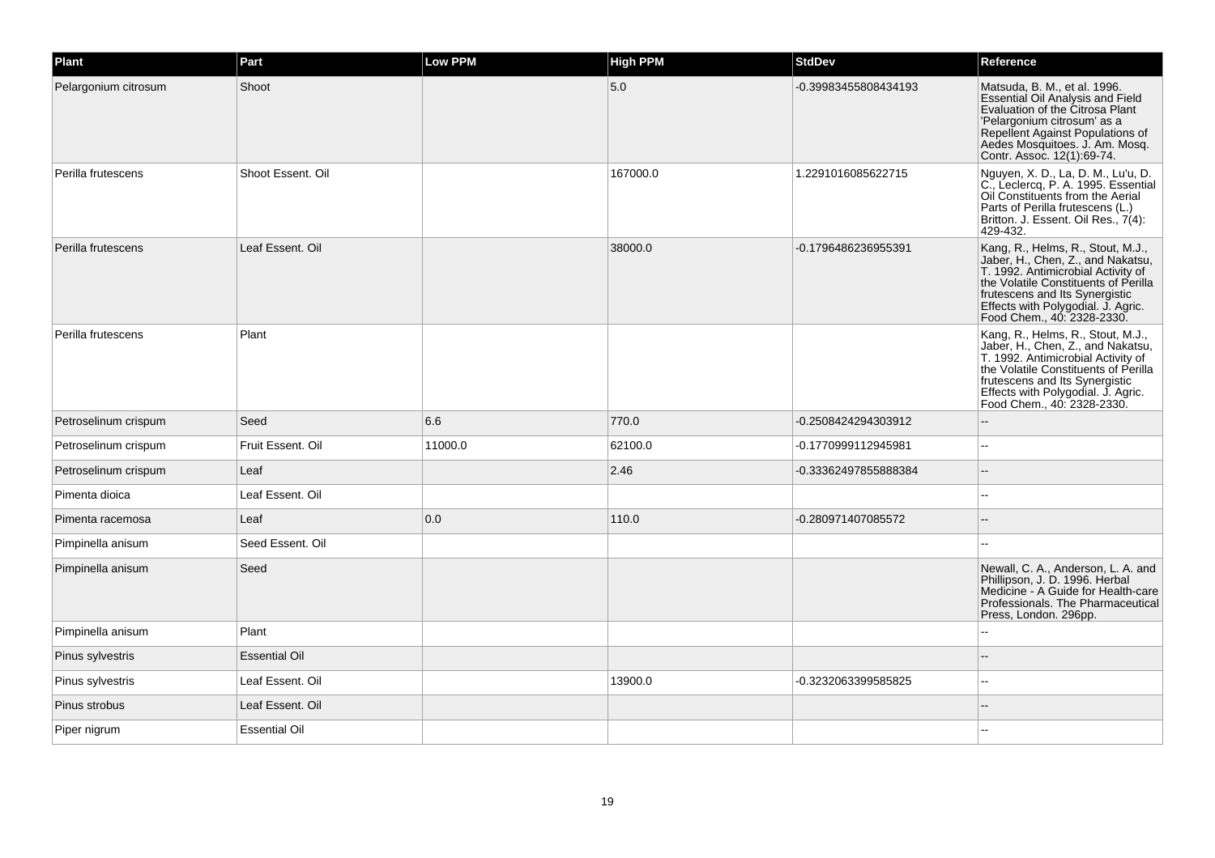| Plant | Part | Low PPM | High PPM | StdDev | Reference |
| --- | --- | --- | --- | --- | --- |
| Pelargonium citrosum | Shoot | | 5.0 | -0.39983455808434193 | Matsuda, B. M., et al. 1996. Essential Oil Analysis and Field Evaluation of the Citrosa Plant 'Pelargonium citrosum' as a Repellent Against Populations of Aedes Mosquitoes. J. Am. Mosq. Contr. Assoc. 12(1):69-74. |
| Perilla frutescens | Shoot Essent. Oil | | 167000.0 | 1.2291016085622715 | Nguyen, X. D., La, D. M., Lu'u, D. C., Leclercq, P. A. 1995. Essential Oil Constituents from the Aerial Parts of Perilla frutescens (L.) Britton. J. Essent. Oil Res., 7(4): 429-432. |
| Perilla frutescens | Leaf Essent. Oil | | 38000.0 | -0.1796486236955391 | Kang, R., Helms, R., Stout, M.J., Jaber, H., Chen, Z., and Nakatsu, T. 1992. Antimicrobial Activity of the Volatile Constituents of Perilla frutescens and Its Synergistic Effects with Polygodial. J. Agric. Food Chem., 40: 2328-2330. |
| Perilla frutescens | Plant | | | | Kang, R., Helms, R., Stout, M.J., Jaber, H., Chen, Z., and Nakatsu, T. 1992. Antimicrobial Activity of the Volatile Constituents of Perilla frutescens and Its Synergistic Effects with Polygodial. J. Agric. Food Chem., 40: 2328-2330. |
| Petroselinum crispum | Seed | 6.6 | 770.0 | -0.2508424294303912 | -- |
| Petroselinum crispum | Fruit Essent. Oil | 11000.0 | 62100.0 | -0.1770999112945981 | -- |
| Petroselinum crispum | Leaf | | 2.46 | -0.33362497855888384 | -- |
| Pimenta dioica | Leaf Essent. Oil | | | | -- |
| Pimenta racemosa | Leaf | 0.0 | 110.0 | -0.280971407085572 | -- |
| Pimpinella anisum | Seed Essent. Oil | | | | -- |
| Pimpinella anisum | Seed | | | | Newall, C. A., Anderson, L. A. and Phillipson, J. D. 1996. Herbal Medicine - A Guide for Health-care Professionals. The Pharmaceutical Press, London. 296pp. |
| Pimpinella anisum | Plant | | | | -- |
| Pinus sylvestris | Essential Oil | | | | -- |
| Pinus sylvestris | Leaf Essent. Oil | | 13900.0 | -0.3232063399585825 | -- |
| Pinus strobus | Leaf Essent. Oil | | | | -- |
| Piper nigrum | Essential Oil | | | | -- |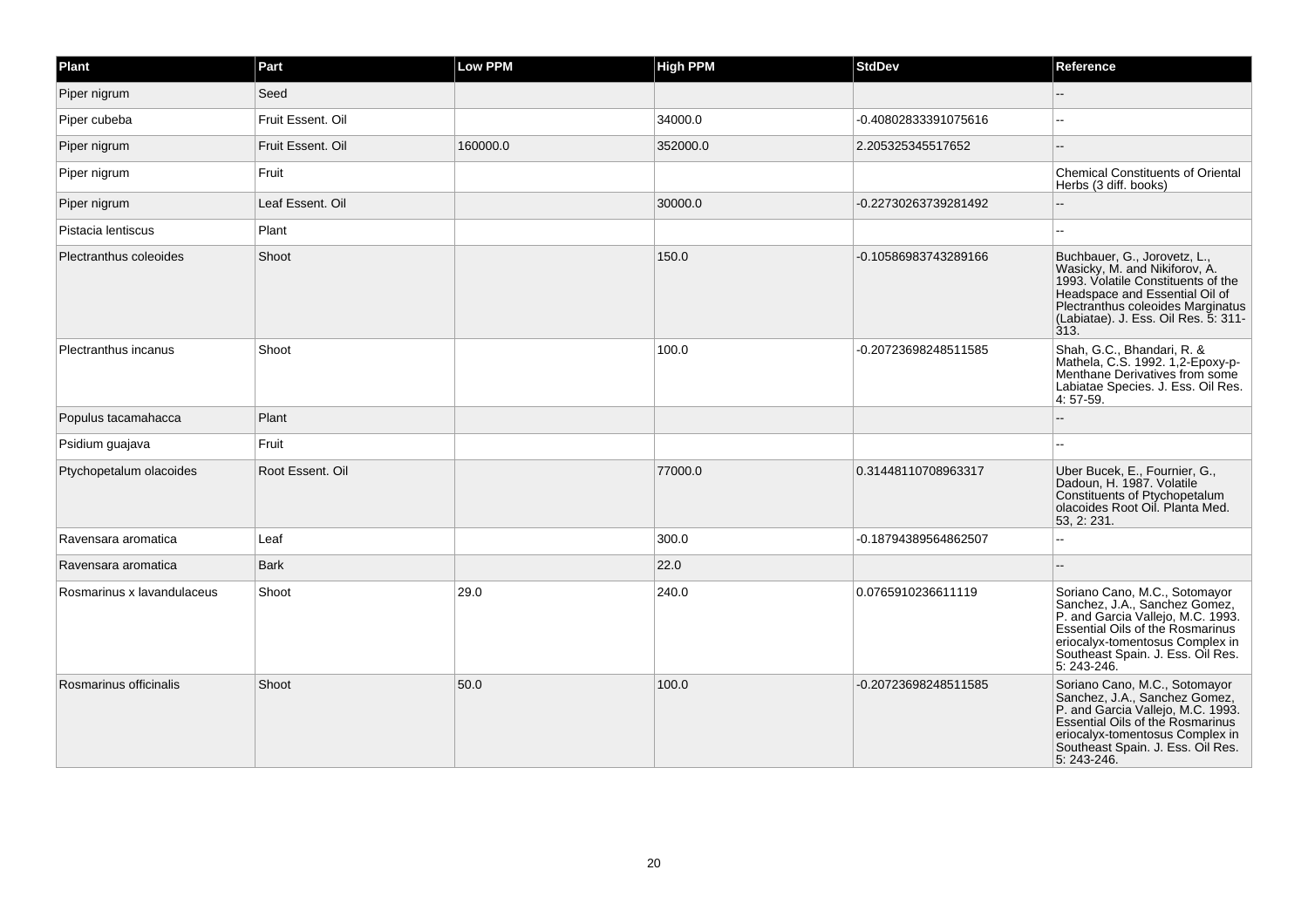| Plant | Part | Low PPM | High PPM | StdDev | Reference |
| --- | --- | --- | --- | --- | --- |
| Piper nigrum | Seed | | | | -- |
| Piper cubeba | Fruit Essent. Oil | | 34000.0 | -0.40802833391075616 | -- |
| Piper nigrum | Fruit Essent. Oil | 160000.0 | 352000.0 | 2.205325345517652 | -- |
| Piper nigrum | Fruit | | | | Chemical Constituents of Oriental Herbs (3 diff. books) |
| Piper nigrum | Leaf Essent. Oil | | 30000.0 | -0.22730263739281492 | -- |
| Pistacia lentiscus | Plant | | | | -- |
| Plectranthus coleoides | Shoot | | 150.0 | -0.10586983743289166 | Buchbauer, G., Jorovetz, L., Wasicky, M. and Nikiforov, A. 1993. Volatile Constituents of the Headspace and Essential Oil of Plectranthus coleoides Marginatus (Labiatae). J. Ess. Oil Res. 5: 311-313. |
| Plectranthus incanus | Shoot | | 100.0 | -0.20723698248511585 | Shah, G.C., Bhandari, R. & Mathela, C.S. 1992. 1,2-Epoxy-p-Menthane Derivatives from some Labiatae Species. J. Ess. Oil Res. 4: 57-59. |
| Populus tacamahacca | Plant | | | | -- |
| Psidium guajava | Fruit | | | | -- |
| Ptychopetalum olacoides | Root Essent. Oil | | 77000.0 | 0.31448110708963317 | Uber Bucek, E., Fournier, G., Dadoun, H. 1987. Volatile Constituents of Ptychopetalum olacoides Root Oil. Planta Med. 53, 2: 231. |
| Ravensara aromatica | Leaf | | 300.0 | -0.18794389564862507 | -- |
| Ravensara aromatica | Bark | | 22.0 | | -- |
| Rosmarinus x lavandulaceus | Shoot | 29.0 | 240.0 | 0.0765910236611119 | Soriano Cano, M.C., Sotomayor Sanchez, J.A., Sanchez Gomez, P. and Garcia Vallejo, M.C. 1993. Essential Oils of the Rosmarinus eriocalyx-tomentosus Complex in Southeast Spain. J. Ess. Oil Res. 5: 243-246. |
| Rosmarinus officinalis | Shoot | 50.0 | 100.0 | -0.20723698248511585 | Soriano Cano, M.C., Sotomayor Sanchez, J.A., Sanchez Gomez, P. and Garcia Vallejo, M.C. 1993. Essential Oils of the Rosmarinus eriocalyx-tomentosus Complex in Southeast Spain. J. Ess. Oil Res. 5: 243-246. |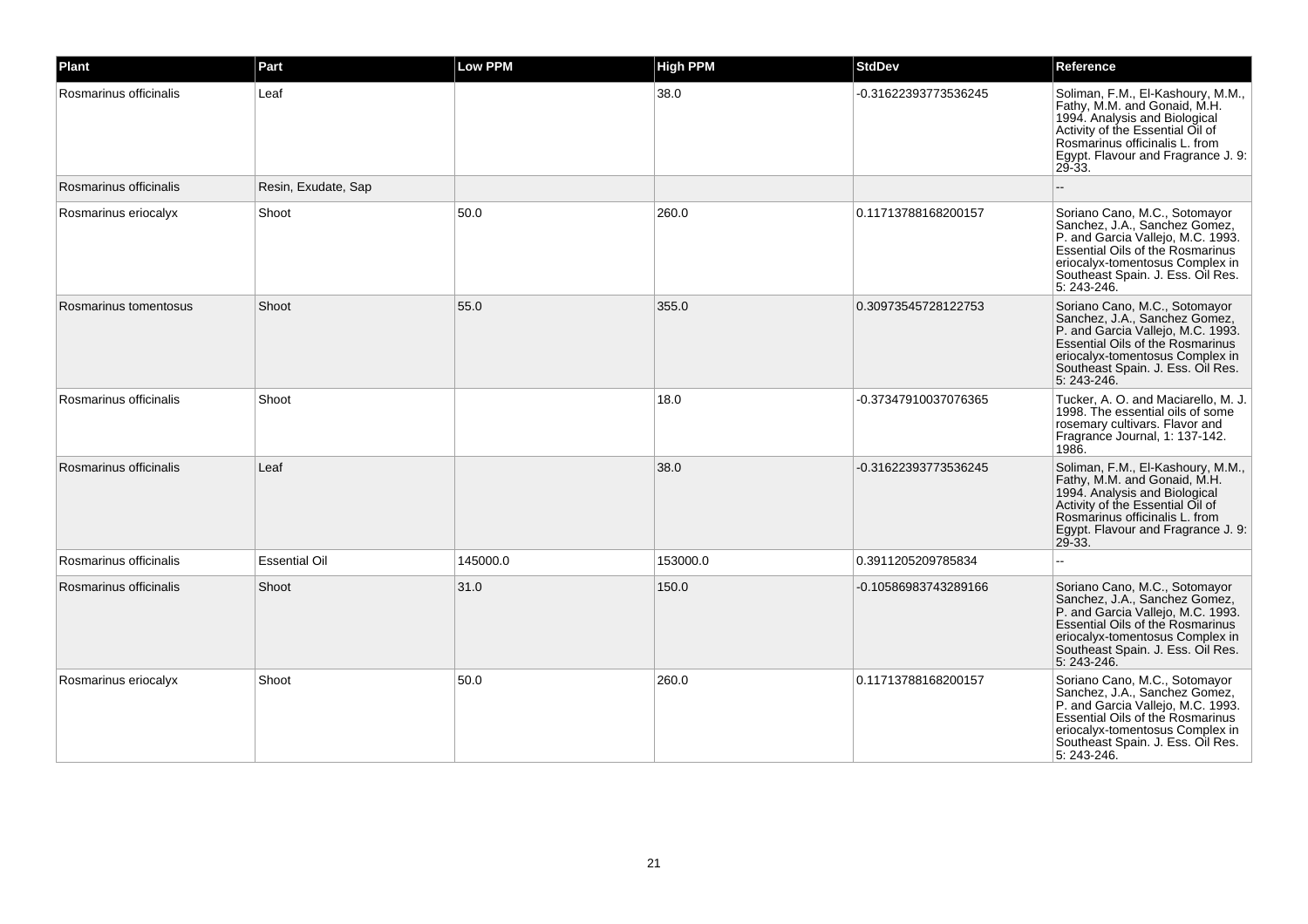| Plant | Part | Low PPM | High PPM | StdDev | Reference |
| --- | --- | --- | --- | --- | --- |
| Rosmarinus officinalis | Leaf | | 38.0 | -0.31622393773536245 | Soliman, F.M., El-Kashoury, M.M., Fathy, M.M. and Gonaid, M.H. 1994. Analysis and Biological Activity of the Essential Oil of Rosmarinus officinalis L. from Egypt. Flavour and Fragrance J. 9: 29-33. |
| Rosmarinus officinalis | Resin, Exudate, Sap | | | | -- |
| Rosmarinus eriocalyx | Shoot | 50.0 | 260.0 | 0.11713788168200157 | Soriano Cano, M.C., Sotomayor Sanchez, J.A., Sanchez Gomez, P. and Garcia Vallejo, M.C. 1993. Essential Oils of the Rosmarinus eriocalyx-tomentosus Complex in Southeast Spain. J. Ess. Oil Res. 5: 243-246. |
| Rosmarinus tomentosus | Shoot | 55.0 | 355.0 | 0.30973545728122753 | Soriano Cano, M.C., Sotomayor Sanchez, J.A., Sanchez Gomez, P. and Garcia Vallejo, M.C. 1993. Essential Oils of the Rosmarinus eriocalyx-tomentosus Complex in Southeast Spain. J. Ess. Oil Res. 5: 243-246. |
| Rosmarinus officinalis | Shoot | | 18.0 | -0.37347910037076365 | Tucker, A. O. and Maciarello, M. J. 1998. The essential oils of some rosemary cultivars. Flavor and Fragrance Journal, 1: 137-142. 1986. |
| Rosmarinus officinalis | Leaf | | 38.0 | -0.31622393773536245 | Soliman, F.M., El-Kashoury, M.M., Fathy, M.M. and Gonaid, M.H. 1994. Analysis and Biological Activity of the Essential Oil of Rosmarinus officinalis L. from Egypt. Flavour and Fragrance J. 9: 29-33. |
| Rosmarinus officinalis | Essential Oil | 145000.0 | 153000.0 | 0.3911205209785834 | -- |
| Rosmarinus officinalis | Shoot | 31.0 | 150.0 | -0.10586983743289166 | Soriano Cano, M.C., Sotomayor Sanchez, J.A., Sanchez Gomez, P. and Garcia Vallejo, M.C. 1993. Essential Oils of the Rosmarinus eriocalyx-tomentosus Complex in Southeast Spain. J. Ess. Oil Res. 5: 243-246. |
| Rosmarinus eriocalyx | Shoot | 50.0 | 260.0 | 0.11713788168200157 | Soriano Cano, M.C., Sotomayor Sanchez, J.A., Sanchez Gomez, P. and Garcia Vallejo, M.C. 1993. Essential Oils of the Rosmarinus eriocalyx-tomentosus Complex in Southeast Spain. J. Ess. Oil Res. 5: 243-246. |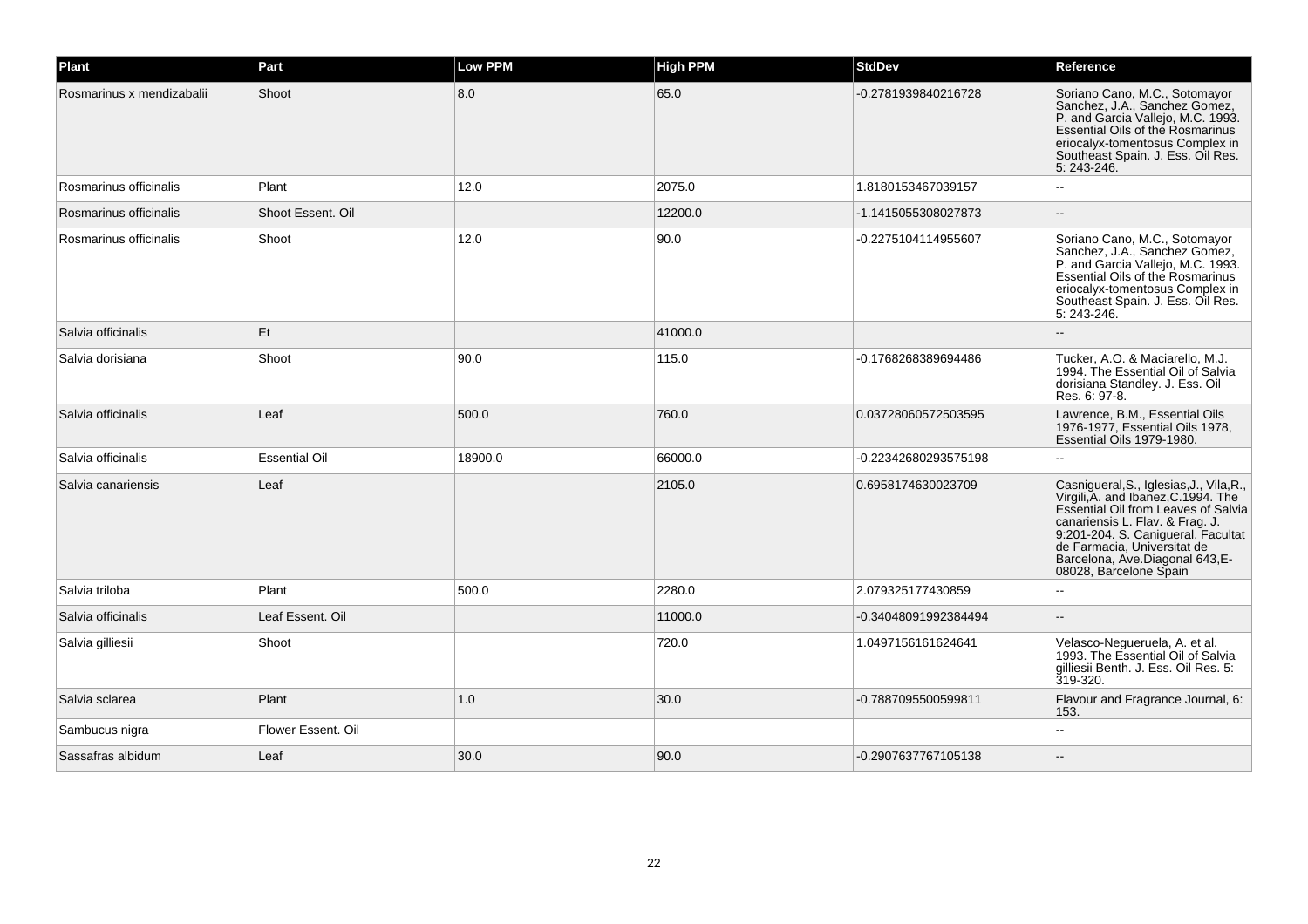| Plant | Part | Low PPM | High PPM | StdDev | Reference |
|---|---|---|---|---|---|
| Rosmarinus x mendizabalii | Shoot | 8.0 | 65.0 | -0.2781939840216728 | Soriano Cano, M.C., Sotomayor Sanchez, J.A., Sanchez Gomez, P. and Garcia Vallejo, M.C. 1993. Essential Oils of the Rosmarinus eriocalyx-tomentosus Complex in Southeast Spain. J. Ess. Oil Res. 5: 243-246. |
| Rosmarinus officinalis | Plant | 12.0 | 2075.0 | 1.8180153467039157 | -- |
| Rosmarinus officinalis | Shoot Essent. Oil | | 12200.0 | -1.1415055308027873 | -- |
| Rosmarinus officinalis | Shoot | 12.0 | 90.0 | -0.2275104114955607 | Soriano Cano, M.C., Sotomayor Sanchez, J.A., Sanchez Gomez, P. and Garcia Vallejo, M.C. 1993. Essential Oils of the Rosmarinus eriocalyx-tomentosus Complex in Southeast Spain. J. Ess. Oil Res. 5: 243-246. |
| Salvia officinalis | Et | | 41000.0 | | -- |
| Salvia dorisiana | Shoot | 90.0 | 115.0 | -0.1768268389694486 | Tucker, A.O. & Maciarello, M.J. 1994. The Essential Oil of Salvia dorisiana Standley. J. Ess. Oil Res. 6: 97-8. |
| Salvia officinalis | Leaf | 500.0 | 760.0 | 0.03728060572503595 | Lawrence, B.M., Essential Oils 1976-1977, Essential Oils 1978, Essential Oils 1979-1980. |
| Salvia officinalis | Essential Oil | 18900.0 | 66000.0 | -0.22342680293575198 | -- |
| Salvia canariensis | Leaf | | 2105.0 | 0.6958174630023709 | Casnigueral,S., Iglesias,J., Vila,R., Virgili,A. and Ibanez,C.1994. The Essential Oil from Leaves of Salvia canariensis L. Flav. & Frag. J. 9:201-204. S. Canigueral, Facultat de Farmacia, Universitat de Barcelona, Ave.Diagonal 643,E-08028, Barcelone Spain |
| Salvia triloba | Plant | 500.0 | 2280.0 | 2.079325177430859 | -- |
| Salvia officinalis | Leaf Essent. Oil | | 11000.0 | -0.34048091992384494 | -- |
| Salvia gilliesii | Shoot | | 720.0 | 1.0497156161624641 | Velasco-Negueruela, A. et al. 1993. The Essential Oil of Salvia gilliesii Benth. J. Ess. Oil Res. 5: 319-320. |
| Salvia sclarea | Plant | 1.0 | 30.0 | -0.7887095500599811 | Flavour and Fragrance Journal, 6: 153. |
| Sambucus nigra | Flower Essent. Oil | | | | -- |
| Sassafras albidum | Leaf | 30.0 | 90.0 | -0.2907637767105138 | -- |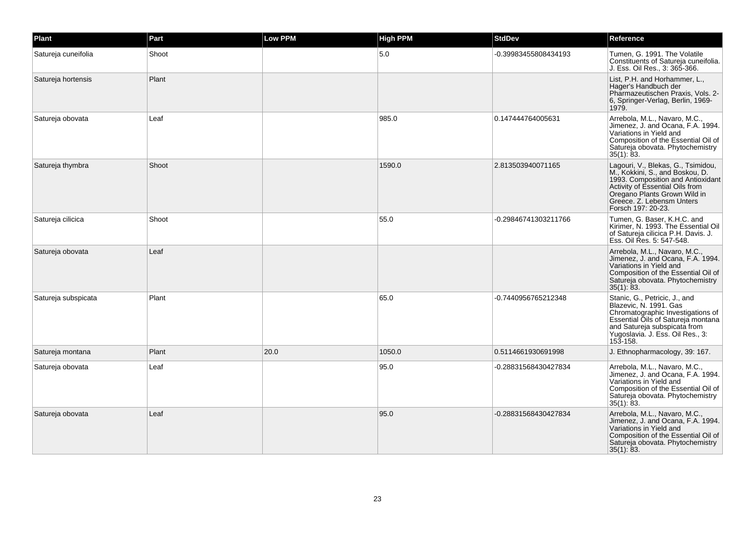| Plant | Part | Low PPM | High PPM | StdDev | Reference |
|---|---|---|---|---|---|
| Satureja cuneifolia | Shoot | | 5.0 | -0.39983455808434193 | Tumen, G. 1991. The Volatile Constituents of Satureja cuneifolia. J. Ess. Oil Res., 3: 365-366. |
| Satureja hortensis | Plant | | | | List, P.H. and Horhammer, L., Hager's Handbuch der Pharmazeutischen Praxis, Vols. 2-6, Springer-Verlag, Berlin, 1969-1979. |
| Satureja obovata | Leaf | | 985.0 | 0.147444764005631 | Arrebola, M.L., Navaro, M.C., Jimenez, J. and Ocana, F.A. 1994. Variations in Yield and Composition of the Essential Oil of Satureja obovata. Phytochemistry 35(1): 83. |
| Satureja thymbra | Shoot | | 1590.0 | 2.813503940071165 | Lagouri, V., Blekas, G., Tsimidou, M., Kokkini, S., and Boskou, D. 1993. Composition and Antioxidant Activity of Essential Oils from Oregano Plants Grown Wild in Greece. Z. Lebensm Unters Forsch 197: 20-23. |
| Satureja cilicica | Shoot | | 55.0 | -0.29846741303211766 | Tumen, G. Baser, K.H.C. and Kirimer, N. 1993. The Essential Oil of Satureja cilicica P.H. Davis. J. Ess. Oil Res. 5: 547-548. |
| Satureja obovata | Leaf | | | | Arrebola, M.L., Navaro, M.C., Jimenez, J. and Ocana, F.A. 1994. Variations in Yield and Composition of the Essential Oil of Satureja obovata. Phytochemistry 35(1): 83. |
| Satureja subspicata | Plant | | 65.0 | -0.7440956765212348 | Stanic, G., Petricic, J., and Blazevic, N. 1991. Gas Chromatographic Investigations of Essential Oils of Satureja montana and Satureja subspicata from Yugoslavia. J. Ess. Oil Res., 3: 153-158. |
| Satureja montana | Plant | 20.0 | 1050.0 | 0.5114661930691998 | J. Ethnopharmacology, 39: 167. |
| Satureja obovata | Leaf | | 95.0 | -0.28831568430427834 | Arrebola, M.L., Navaro, M.C., Jimenez, J. and Ocana, F.A. 1994. Variations in Yield and Composition of the Essential Oil of Satureja obovata. Phytochemistry 35(1): 83. |
| Satureja obovata | Leaf | | 95.0 | -0.28831568430427834 | Arrebola, M.L., Navaro, M.C., Jimenez, J. and Ocana, F.A. 1994. Variations in Yield and Composition of the Essential Oil of Satureja obovata. Phytochemistry 35(1): 83. |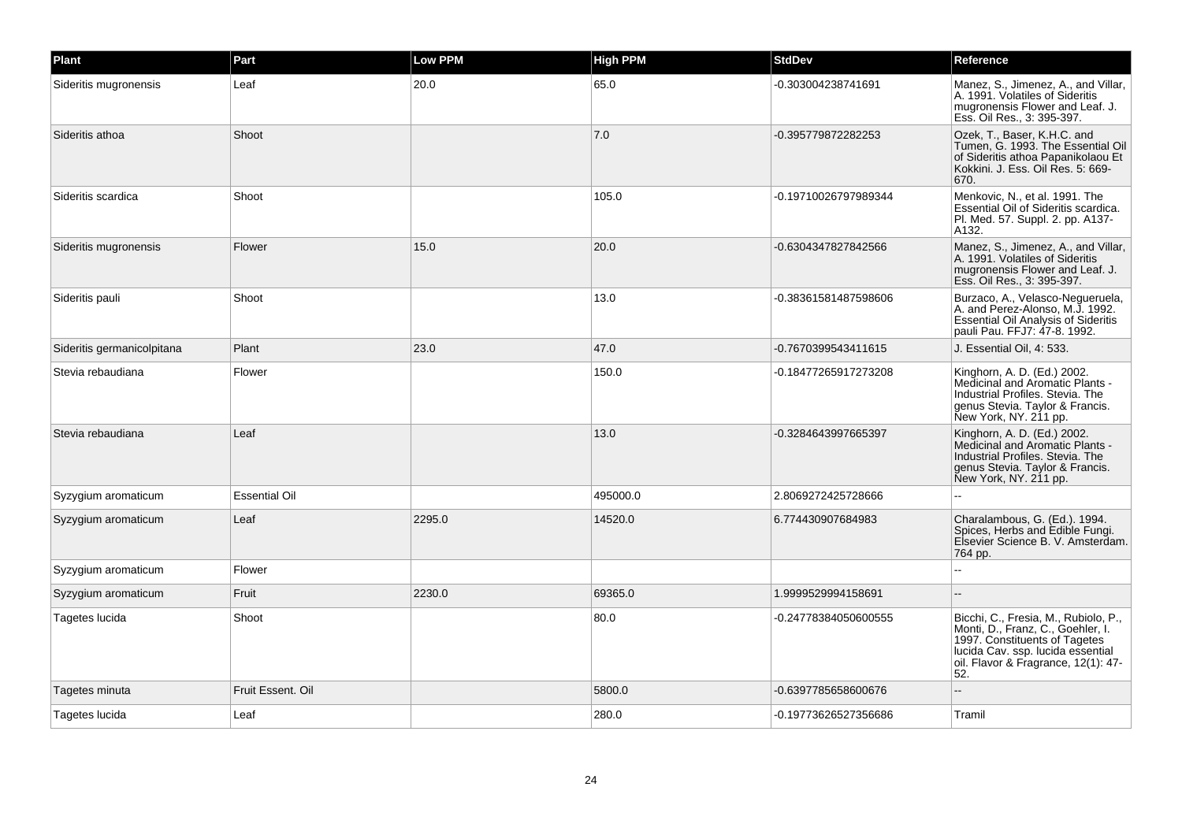| Plant | Part | Low PPM | High PPM | StdDev | Reference |
| --- | --- | --- | --- | --- | --- |
| Sideritis mugronensis | Leaf | 20.0 | 65.0 | -0.303004238741691 | Manez, S., Jimenez, A., and Villar, A. 1991. Volatiles of Sideritis mugronensis Flower and Leaf. J. Ess. Oil Res., 3: 395-397. |
| Sideritis athoa | Shoot | | 7.0 | -0.395779872282253 | Ozek, T., Baser, K.H.C. and Tumen, G. 1993. The Essential Oil of Sideritis athoa Papanikolaou Et Kokkini. J. Ess. Oil Res. 5: 669-670. |
| Sideritis scardica | Shoot | | 105.0 | -0.19710026797989344 | Menkovic, N., et al. 1991. The Essential Oil of Sideritis scardica. Pl. Med. 57. Suppl. 2. pp. A137-A132. |
| Sideritis mugronensis | Flower | 15.0 | 20.0 | -0.6304347827842566 | Manez, S., Jimenez, A., and Villar, A. 1991. Volatiles of Sideritis mugronensis Flower and Leaf. J. Ess. Oil Res., 3: 395-397. |
| Sideritis pauli | Shoot | | 13.0 | -0.38361581487598606 | Burzaco, A., Velasco-Negueruela, A. and Perez-Alonso, M.J. 1992. Essential Oil Analysis of Sideritis pauli Pau. FFJ7: 47-8. 1992. |
| Sideritis germanicolpitana | Plant | 23.0 | 47.0 | -0.7670399543411615 | J. Essential Oil, 4: 533. |
| Stevia rebaudiana | Flower | | 150.0 | -0.18477265917273208 | Kinghorn, A. D. (Ed.) 2002. Medicinal and Aromatic Plants - Industrial Profiles. Stevia. The genus Stevia. Taylor & Francis. New York, NY. 211 pp. |
| Stevia rebaudiana | Leaf | | 13.0 | -0.3284643997665397 | Kinghorn, A. D. (Ed.) 2002. Medicinal and Aromatic Plants - Industrial Profiles. Stevia. The genus Stevia. Taylor & Francis. New York, NY. 211 pp. |
| Syzygium aromaticum | Essential Oil | | 495000.0 | 2.8069272425728666 | -- |
| Syzygium aromaticum | Leaf | 2295.0 | 14520.0 | 6.774430907684983 | Charalambous, G. (Ed.). 1994. Spices, Herbs and Edible Fungi. Elsevier Science B. V. Amsterdam. 764 pp. |
| Syzygium aromaticum | Flower | | | | -- |
| Syzygium aromaticum | Fruit | 2230.0 | 69365.0 | 1.9999529994158691 | -- |
| Tagetes lucida | Shoot | | 80.0 | -0.24778384050600555 | Bicchi, C., Fresia, M., Rubiolo, P., Monti, D., Franz, C., Goehler, I. 1997. Constituents of Tagetes lucida Cav. ssp. lucida essential oil. Flavor & Fragrance, 12(1): 47-52. |
| Tagetes minuta | Fruit Essent. Oil | | 5800.0 | -0.6397785658600676 | -- |
| Tagetes lucida | Leaf | | 280.0 | -0.19773626527356686 | Tramil |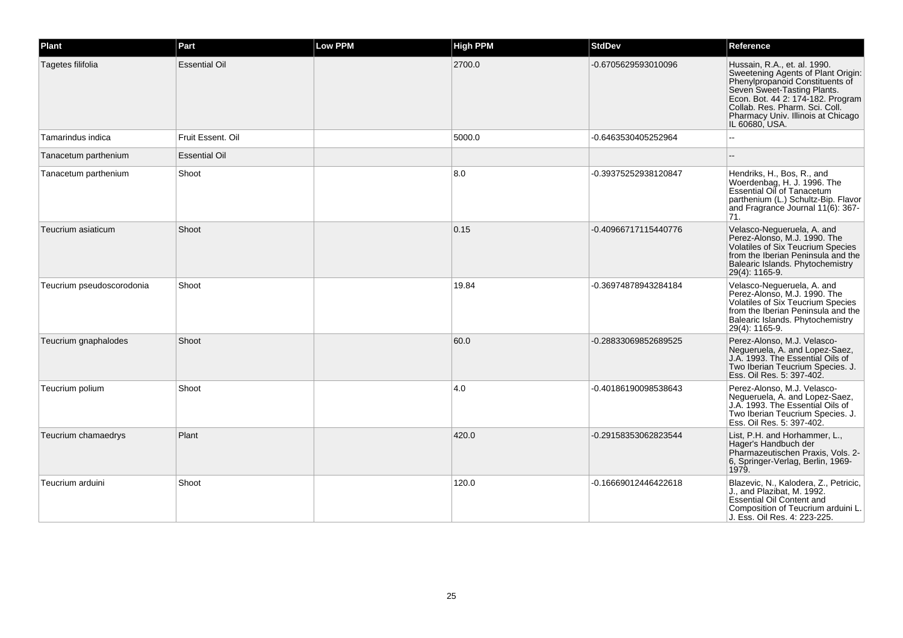| Plant | Part | Low PPM | High PPM | StdDev | Reference |
|---|---|---|---|---|---|
| Tagetes filifolia | Essential Oil | | 2700.0 | -0.6705629593010096 | Hussain, R.A., et. al. 1990. Sweetening Agents of Plant Origin: Phenylpropanoid Constituents of Seven Sweet-Tasting Plants. Econ. Bot. 44 2: 174-182. Program Collab. Res. Pharm. Sci. Coll. Pharmacy Univ. Illinois at Chicago IL 60680, USA. |
| Tamarindus indica | Fruit Essent. Oil | | 5000.0 | -0.6463530405252964 | -- |
| Tanacetum parthenium | Essential Oil | | | | -- |
| Tanacetum parthenium | Shoot | | 8.0 | -0.39375252938120847 | Hendriks, H., Bos, R., and Woerdenbag, H. J. 1996. The Essential Oil of Tanacetum parthenium (L.) Schultz-Bip. Flavor and Fragrance Journal 11(6): 367-71. |
| Teucrium asiaticum | Shoot | | 0.15 | -0.40966717115440776 | Velasco-Negueruela, A. and Perez-Alonso, M.J. 1990. The Volatiles of Six Teucrium Species from the Iberian Peninsula and the Balearic Islands. Phytochemistry 29(4): 1165-9. |
| Teucrium pseudoscorodonia | Shoot | | 19.84 | -0.36974878943284184 | Velasco-Negueruela, A. and Perez-Alonso, M.J. 1990. The Volatiles of Six Teucrium Species from the Iberian Peninsula and the Balearic Islands. Phytochemistry 29(4): 1165-9. |
| Teucrium gnaphalodes | Shoot | | 60.0 | -0.28833069852689525 | Perez-Alonso, M.J. Velasco-Negueruela, A. and Lopez-Saez, J.A. 1993. The Essential Oils of Two Iberian Teucrium Species. J. Ess. Oil Res. 5: 397-402. |
| Teucrium polium | Shoot | | 4.0 | -0.40186190098538643 | Perez-Alonso, M.J. Velasco-Negueruela, A. and Lopez-Saez, J.A. 1993. The Essential Oils of Two Iberian Teucrium Species. J. Ess. Oil Res. 5: 397-402. |
| Teucrium chamaedrys | Plant | | 420.0 | -0.29158353062823544 | List, P.H. and Horhammer, L., Hager's Handbuch der Pharmazeutischen Praxis, Vols. 2-6, Springer-Verlag, Berlin, 1969-1979. |
| Teucrium arduini | Shoot | | 120.0 | -0.16669012446422618 | Blazevic, N., Kalodera, Z., Petricic, J., and Plazibat, M. 1992. Essential Oil Content and Composition of Teucrium arduini L. J. Ess. Oil Res. 4: 223-225. |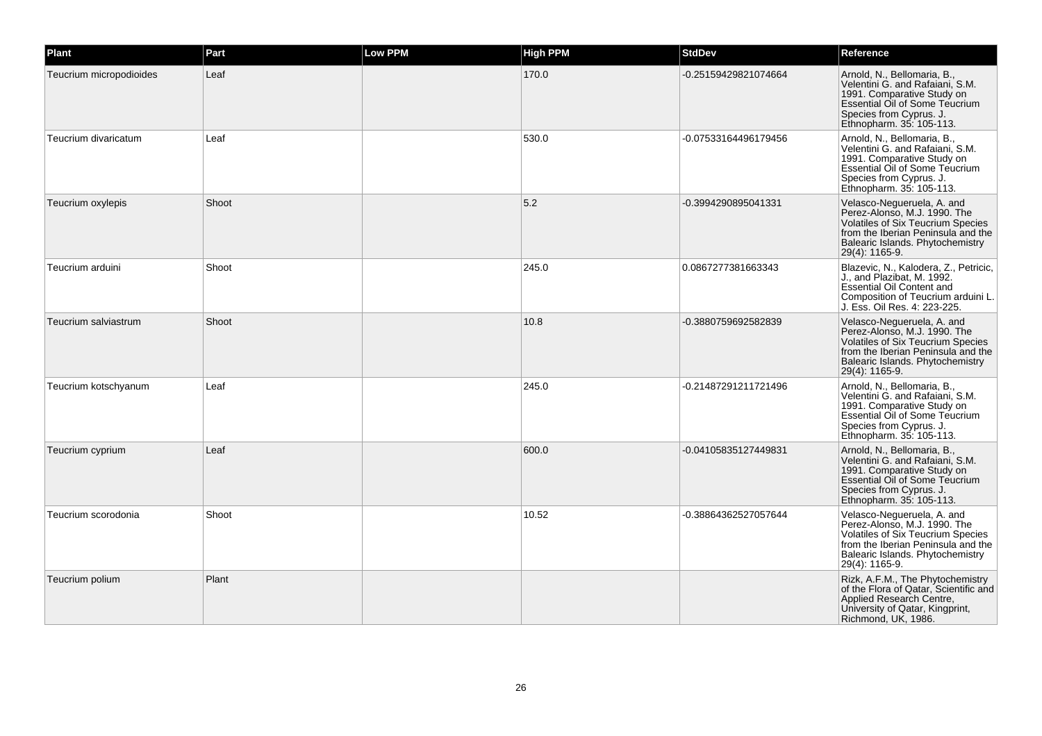| Plant | Part | Low PPM | High PPM | StdDev | Reference |
| --- | --- | --- | --- | --- | --- |
| Teucrium micropodioides | Leaf | | 170.0 | -0.25159429821074664 | Arnold, N., Bellomaria, B., Velentini G. and Rafaiani, S.M. 1991. Comparative Study on Essential Oil of Some Teucrium Species from Cyprus. J. Ethnopharm. 35: 105-113. |
| Teucrium divaricatum | Leaf | | 530.0 | -0.07533164496179456 | Arnold, N., Bellomaria, B., Velentini G. and Rafaiani, S.M. 1991. Comparative Study on Essential Oil of Some Teucrium Species from Cyprus. J. Ethnopharm. 35: 105-113. |
| Teucrium oxylepis | Shoot | | 5.2 | -0.3994290895041331 | Velasco-Negueruela, A. and Perez-Alonso, M.J. 1990. The Volatiles of Six Teucrium Species from the Iberian Peninsula and the Balearic Islands. Phytochemistry 29(4): 1165-9. |
| Teucrium arduini | Shoot | | 245.0 | 0.0867277381663343 | Blazevic, N., Kalodera, Z., Petricic, J., and Plazibat, M. 1992. Essential Oil Content and Composition of Teucrium arduini L. J. Ess. Oil Res. 4: 223-225. |
| Teucrium salviastrum | Shoot | | 10.8 | -0.3880759692582839 | Velasco-Negueruela, A. and Perez-Alonso, M.J. 1990. The Volatiles of Six Teucrium Species from the Iberian Peninsula and the Balearic Islands. Phytochemistry 29(4): 1165-9. |
| Teucrium kotschyanum | Leaf | | 245.0 | -0.21487291211721496 | Arnold, N., Bellomaria, B., Velentini G. and Rafaiani, S.M. 1991. Comparative Study on Essential Oil of Some Teucrium Species from Cyprus. J. Ethnopharm. 35: 105-113. |
| Teucrium cyprium | Leaf | | 600.0 | -0.04105835127449831 | Arnold, N., Bellomaria, B., Velentini G. and Rafaiani, S.M. 1991. Comparative Study on Essential Oil of Some Teucrium Species from Cyprus. J. Ethnopharm. 35: 105-113. |
| Teucrium scorodonia | Shoot | | 10.52 | -0.38864362527057644 | Velasco-Negueruela, A. and Perez-Alonso, M.J. 1990. The Volatiles of Six Teucrium Species from the Iberian Peninsula and the Balearic Islands. Phytochemistry 29(4): 1165-9. |
| Teucrium polium | Plant | | | | Rizk, A.F.M., The Phytochemistry of the Flora of Qatar, Scientific and Applied Research Centre, University of Qatar, Kingprint, Richmond, UK, 1986. |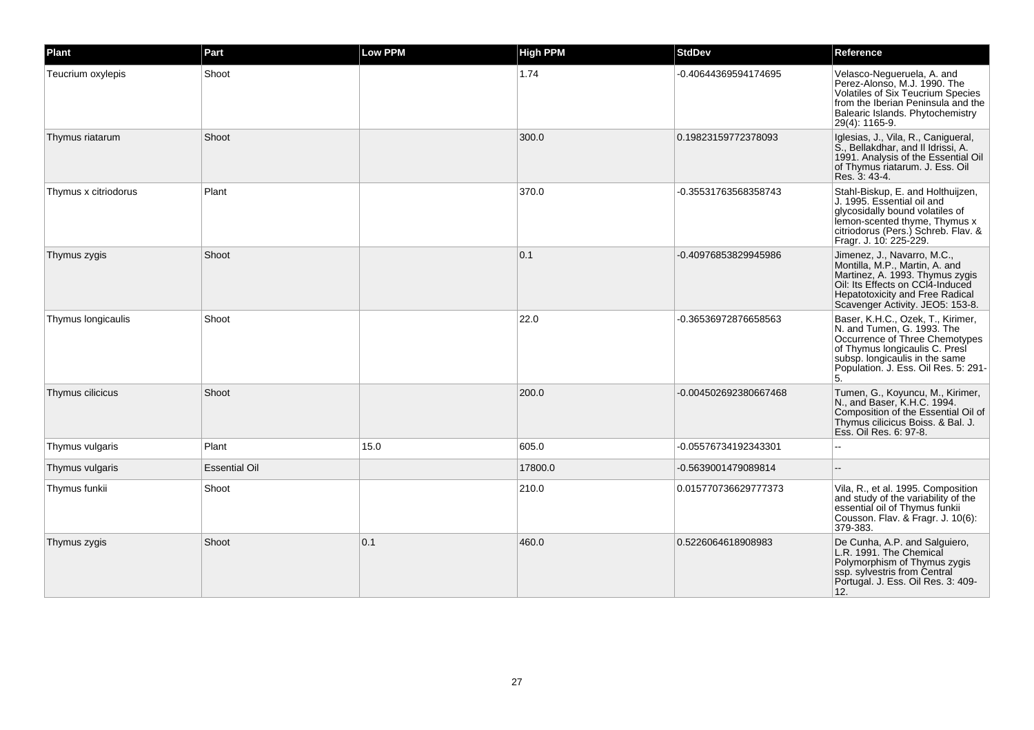| Plant | Part | Low PPM | High PPM | StdDev | Reference |
|---|---|---|---|---|---|
| Teucrium oxylepis | Shoot | | 1.74 | -0.40644369594174695 | Velasco-Negueruela, A. and Perez-Alonso, M.J. 1990. The Volatiles of Six Teucrium Species from the Iberian Peninsula and the Balearic Islands. Phytochemistry 29(4): 1165-9. |
| Thymus riatarum | Shoot | | 300.0 | 0.19823159772378093 | Iglesias, J., Vila, R., Canigueral, S., Bellakdhar, and Il Idrissi, A. 1991. Analysis of the Essential Oil of Thymus riatarum. J. Ess. Oil Res. 3: 43-4. |
| Thymus x citriodorus | Plant | | 370.0 | -0.35531763568358743 | Stahl-Biskup, E. and Holthuijzen, J. 1995. Essential oil and glycosidally bound volatiles of lemon-scented thyme, Thymus x citriodorus (Pers.) Schreb. Flav. & Fragr. J. 10: 225-229. |
| Thymus zygis | Shoot | | 0.1 | -0.40976853829945986 | Jimenez, J., Navarro, M.C., Montilla, M.P., Martin, A. and Martinez, A. 1993. Thymus zygis Oil: Its Effects on CCl4-Induced Hepatotoxicity and Free Radical Scavenger Activity. JEO5: 153-8. |
| Thymus longicaulis | Shoot | | 22.0 | -0.36536972876658563 | Baser, K.H.C., Ozek, T., Kirimer, N. and Tumen, G. 1993. The Occurrence of Three Chemotypes of Thymus longicaulis C. Presl subsp. longicaulis in the same Population. J. Ess. Oil Res. 5: 291-5. |
| Thymus cilicicus | Shoot | | 200.0 | -0.004502692380667468 | Tumen, G., Koyuncu, M., Kirimer, N., and Baser, K.H.C. 1994. Composition of the Essential Oil of Thymus cilicicus Boiss. & Bal. J. Ess. Oil Res. 6: 97-8. |
| Thymus vulgaris | Plant | 15.0 | 605.0 | -0.05576734192343301 | -- |
| Thymus vulgaris | Essential Oil | | 17800.0 | -0.5639001479089814 | -- |
| Thymus funkii | Shoot | | 210.0 | 0.015770736629777373 | Vila, R., et al. 1995. Composition and study of the variability of the essential oil of Thymus funkii Cousson. Flav. & Fragr. J. 10(6): 379-383. |
| Thymus zygis | Shoot | 0.1 | 460.0 | 0.5226064618908983 | De Cunha, A.P. and Salguiero, L.R. 1991. The Chemical Polymorphism of Thymus zygis ssp. sylvestris from Central Portugal. J. Ess. Oil Res. 3: 409-12. |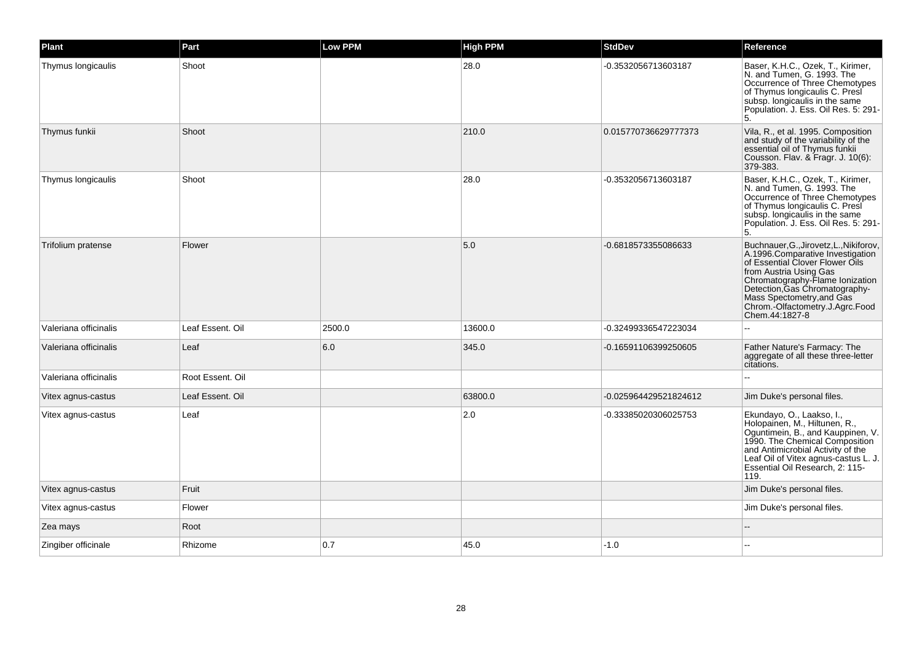| Plant | Part | Low PPM | High PPM | StdDev | Reference |
| --- | --- | --- | --- | --- | --- |
| Thymus longicaulis | Shoot | | 28.0 | -0.3532056713603187 | Baser, K.H.C., Ozek, T., Kirimer, N. and Tumen, G. 1993. The Occurrence of Three Chemotypes of Thymus longicaulis C. Presl subsp. longicaulis in the same Population. J. Ess. Oil Res. 5: 291-5. |
| Thymus funkii | Shoot | | 210.0 | 0.015770736629777373 | Vila, R., et al. 1995. Composition and study of the variability of the essential oil of Thymus funkii Cousson. Flav. & Fragr. J. 10(6): 379-383. |
| Thymus longicaulis | Shoot | | 28.0 | -0.3532056713603187 | Baser, K.H.C., Ozek, T., Kirimer, N. and Tumen, G. 1993. The Occurrence of Three Chemotypes of Thymus longicaulis C. Presl subsp. longicaulis in the same Population. J. Ess. Oil Res. 5: 291-5. |
| Trifolium pratense | Flower | | 5.0 | -0.6818573355086633 | Buchnauer,G.,Jirovetz,L.,Nikiforov, A.1996.Comparative Investigation of Essential Clover Flower Oils from Austria Using Gas Chromatography-Flame Ionization Detection,Gas Chromatography-Mass Spectometry,and Gas Chrom.-Olfactometry.J.Agrc.Food Chem.44:1827-8 |
| Valeriana officinalis | Leaf Essent. Oil | 2500.0 | 13600.0 | -0.32499336547223034 | -- |
| Valeriana officinalis | Leaf | 6.0 | 345.0 | -0.16591106399250605 | Father Nature's Farmacy: The aggregate of all these three-letter citations. |
| Valeriana officinalis | Root Essent. Oil | | | | -- |
| Vitex agnus-castus | Leaf Essent. Oil | | 63800.0 | -0.025964429521824612 | Jim Duke's personal files. |
| Vitex agnus-castus | Leaf | | 2.0 | -0.33385020306025753 | Ekundayo, O., Laakso, I., Holopainen, M., Hiltunen, R., Oguntimein, B., and Kauppinen, V. 1990. The Chemical Composition and Antimicrobial Activity of the Leaf Oil of Vitex agnus-castus L. J. Essential Oil Research, 2: 115-119. |
| Vitex agnus-castus | Fruit | | | | Jim Duke's personal files. |
| Vitex agnus-castus | Flower | | | | Jim Duke's personal files. |
| Zea mays | Root | | | | -- |
| Zingiber officinale | Rhizome | 0.7 | 45.0 | -1.0 | -- |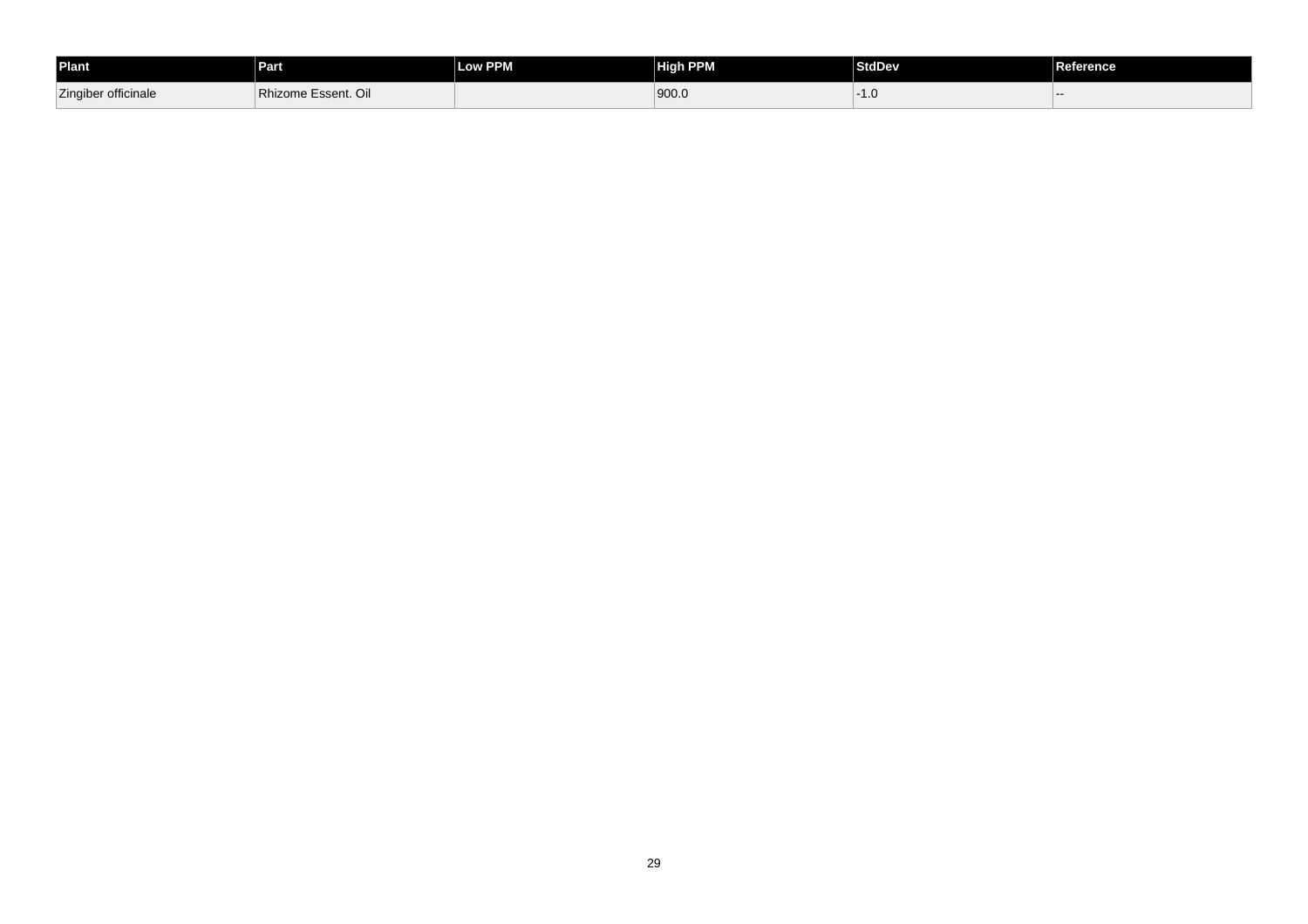| Plant | Part | Low PPM | High PPM | StdDev | Reference |
| --- | --- | --- | --- | --- | --- |
| Zingiber officinale | Rhizome Essent. Oil | | 900.0 | -1.0 | -- |